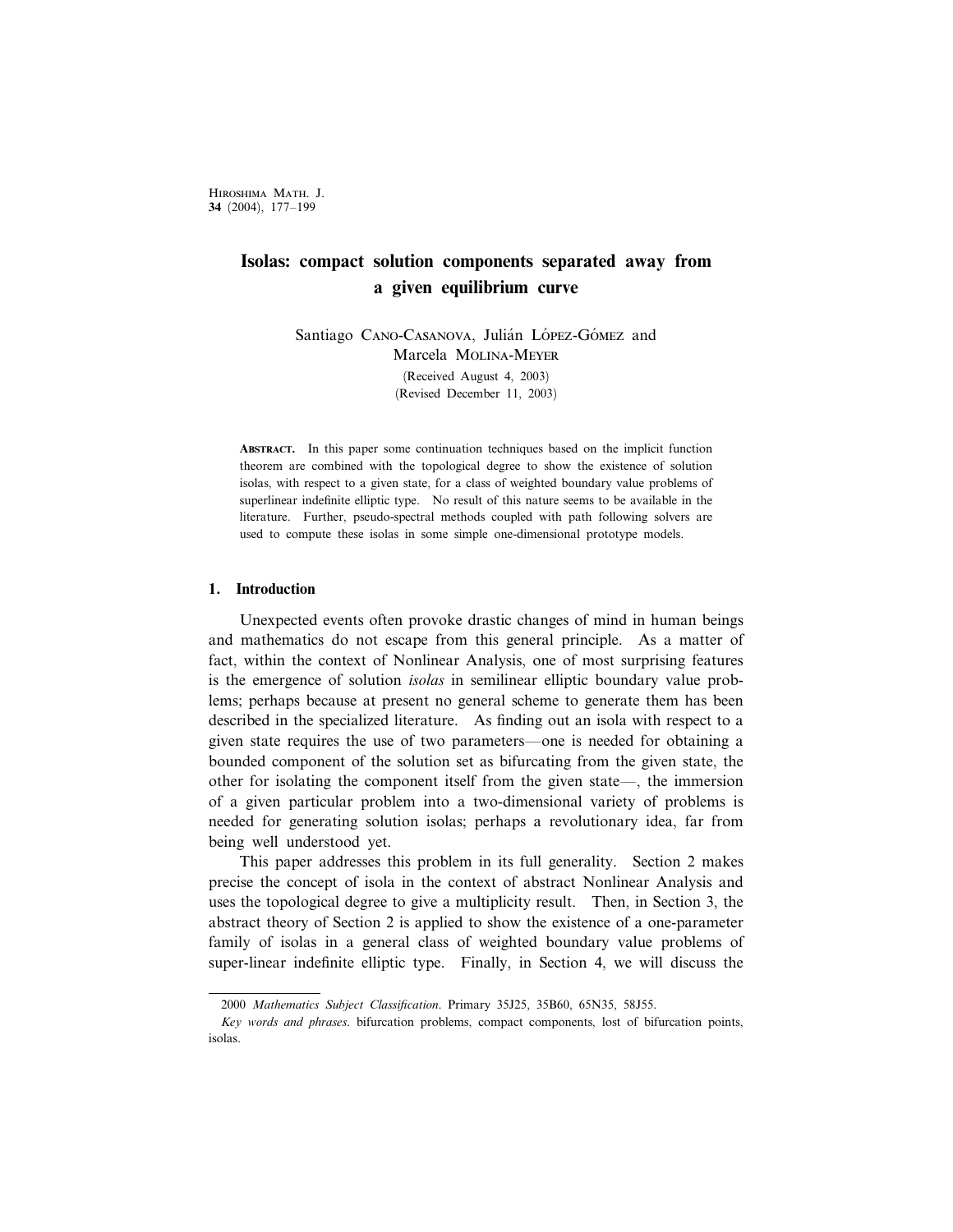# Isolas: compact solution components separated away from a given equilibrium curve

Santiago Cano-Casanova, Julián López-Gómez and Marcela Molina-Meyer

(Received August 4, 2003)
(Revised December 11, 2003)

**Abstract.** In this paper some continuation techniques based on the implicit function theorem are combined with the topological degree to show the existence of solution isolas, with respect to a given state, for a class of weighted boundary value problems of superlinear indefinite elliptic type. No result of this nature seems to be available in the literature. Further, pseudo-spectral methods coupled with path following solvers are used to compute these isolas in some simple one-dimensional prototype models.

## 1. Introduction

Unexpected events often provoke drastic changes of mind in human beings and mathematics do not escape from this general principle. As a matter of fact, within the context of Nonlinear Analysis, one of most surprising features is the emergence of solution *isolas* in semilinear elliptic boundary value problems; perhaps because at present no general scheme to generate them has been described in the specialized literature. As finding out an isola with respect to a given state requires the use of two parameters—one is needed for obtaining a bounded component of the solution set as bifurcating from the given state, the other for isolating the component itself from the given state—, the immersion of a given particular problem into a two-dimensional variety of problems is needed for generating solution isolas; perhaps a revolutionary idea, far from being well understood yet.

This paper addresses this problem in its full generality. Section 2 makes precise the concept of isola in the context of abstract Nonlinear Analysis and uses the topological degree to give a multiplicity result. Then, in Section 3, the abstract theory of Section 2 is applied to show the existence of a one-parameter family of isolas in a general class of weighted boundary value problems of super-linear indefinite elliptic type. Finally, in Section 4, we will discuss the

---

2000 *Mathematics Subject Classification*. Primary 35J25, 35B60, 65N35, 58J55.

*Key words and phrases*. bifurcation problems, compact components, lost of bifurcation points, isolas.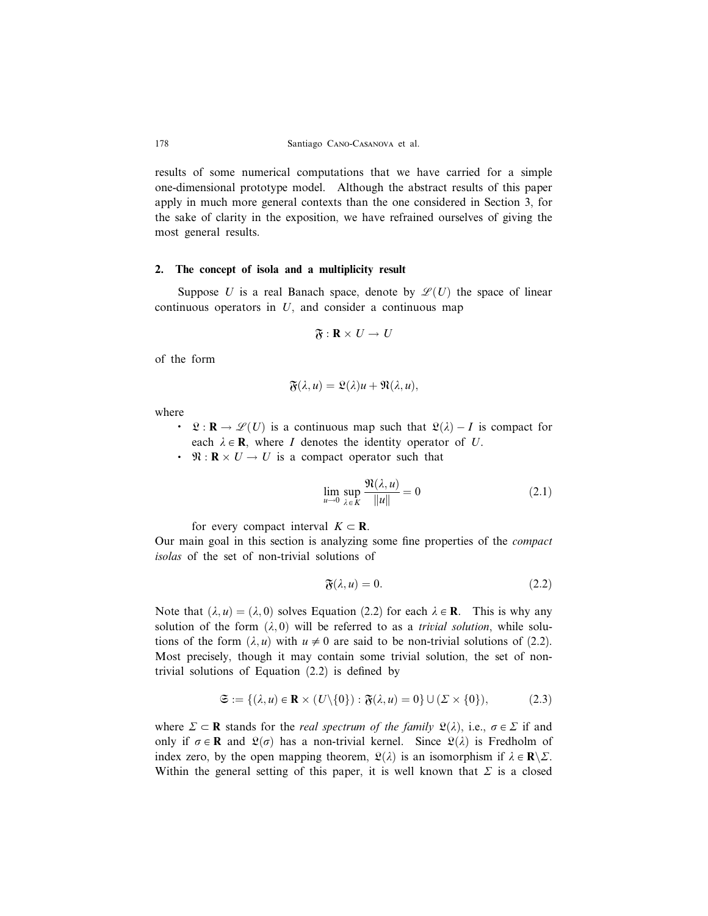results of some numerical computations that we have carried for a simple one-dimensional prototype model. Although the abstract results of this paper apply in much more general contexts than the one considered in Section 3, for the sake of clarity in the exposition, we have refrained ourselves of giving the most general results.

## 2. The concept of isola and a multiplicity result

Suppose $U$ is a real Banach space, denote by $\mathscr{L}(U)$ the space of linear continuous operators in $U$, and consider a continuous map

$$\mathfrak{F} : \mathbf{R} \times U \to U$$

of the form

$$\mathfrak{F}(\lambda, u) = \mathfrak{L}(\lambda)u + \mathfrak{N}(\lambda, u),$$

where

- $\mathfrak{L} : \mathbf{R} \to \mathscr{L}(U)$ is a continuous map such that $\mathfrak{L}(\lambda) - I$ is compact for each $\lambda \in \mathbf{R}$, where $I$ denotes the identity operator of $U$.
- $\mathfrak{N} : \mathbf{R} \times U \to U$ is a compact operator such that

$$\lim_{u \to 0} \sup_{\lambda \in K} \frac{\mathfrak{N}(\lambda, u)}{\|u\|} = 0 \tag{2.1}$$

for every compact interval $K \subset \mathbf{R}$.

Our main goal in this section is analyzing some fine properties of the *compact isolas* of the set of non-trivial solutions of

$$\mathfrak{F}(\lambda, u) = 0. \tag{2.2}$$

Note that $(\lambda, u) = (\lambda, 0)$ solves Equation (2.2) for each $\lambda \in \mathbf{R}$. This is why any solution of the form $(\lambda, 0)$ will be referred to as a *trivial solution*, while solutions of the form $(\lambda, u)$ with $u \neq 0$ are said to be non-trivial solutions of (2.2). Most precisely, though it may contain some trivial solution, the set of non-trivial solutions of Equation (2.2) is defined by

$$\mathfrak{S} := \{(\lambda, u) \in \mathbf{R} \times (U \backslash \{0\}) : \mathfrak{F}(\lambda, u) = 0\} \cup (\Sigma \times \{0\}), \tag{2.3}$$

where $\Sigma \subset \mathbf{R}$ stands for the *real spectrum of the family* $\mathfrak{L}(\lambda)$, i.e., $\sigma \in \Sigma$ if and only if $\sigma \in \mathbf{R}$ and $\mathfrak{L}(\sigma)$ has a non-trivial kernel. Since $\mathfrak{L}(\lambda)$ is Fredholm of index zero, by the open mapping theorem, $\mathfrak{L}(\lambda)$ is an isomorphism if $\lambda \in \mathbf{R} \backslash \Sigma$. Within the general setting of this paper, it is well known that $\Sigma$ is a closed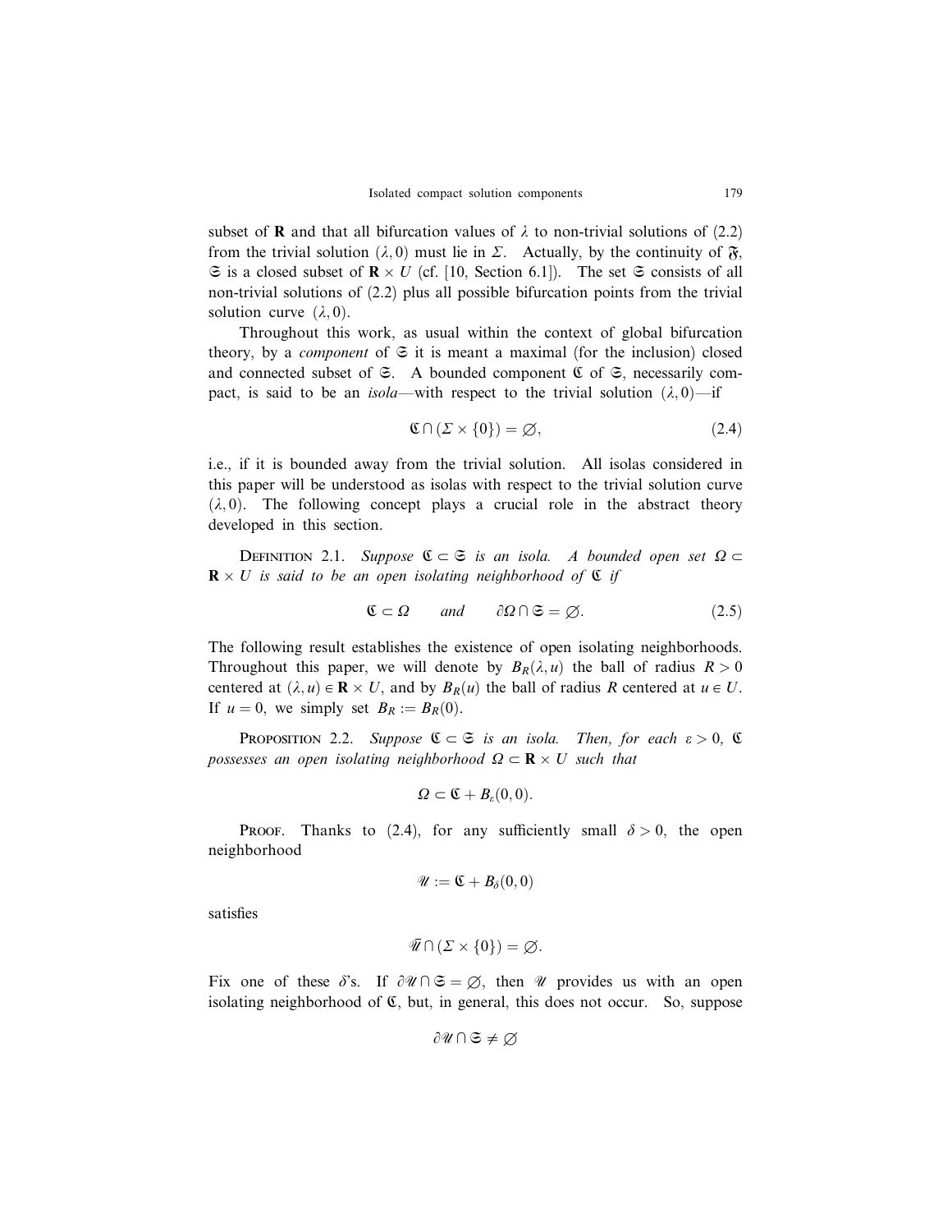subset of $\mathbf{R}$ and that all bifurcation values of $\lambda$ to non-trivial solutions of (2.2) from the trivial solution $(\lambda, 0)$ must lie in $\Sigma$. Actually, by the continuity of $\mathfrak{F}$, $\mathfrak{S}$ is a closed subset of $\mathbf{R} \times U$ (cf. [10, Section 6.1]). The set $\mathfrak{S}$ consists of all non-trivial solutions of (2.2) plus all possible bifurcation points from the trivial solution curve $(\lambda, 0)$.

Throughout this work, as usual within the context of global bifurcation theory, by a *component* of $\mathfrak{S}$ it is meant a maximal (for the inclusion) closed and connected subset of $\mathfrak{S}$. A bounded component $\mathfrak{C}$ of $\mathfrak{S}$, necessarily compact, is said to be an *isola*—with respect to the trivial solution $(\lambda, 0)$—if

$$\mathfrak{C} \cap (\Sigma \times \{0\}) = \varnothing, \tag{2.4}$$

i.e., if it is bounded away from the trivial solution. All isolas considered in this paper will be understood as isolas with respect to the trivial solution curve $(\lambda, 0)$. The following concept plays a crucial role in the abstract theory developed in this section.

Definition 2.1. *Suppose $\mathfrak{C} \subset \mathfrak{S}$ is an isola. A bounded open set $\Omega \subset \mathbf{R} \times U$ is said to be an open isolating neighborhood of $\mathfrak{C}$ if*

$$\mathfrak{C} \subset \Omega \qquad \text{and} \qquad \partial\Omega \cap \mathfrak{S} = \varnothing. \tag{2.5}$$

The following result establishes the existence of open isolating neighborhoods. Throughout this paper, we will denote by $B_R(\lambda, u)$ the ball of radius $R > 0$ centered at $(\lambda, u) \in \mathbf{R} \times U$, and by $B_R(u)$ the ball of radius $R$ centered at $u \in U$. If $u = 0$, we simply set $B_R := B_R(0)$.

Proposition 2.2. *Suppose $\mathfrak{C} \subset \mathfrak{S}$ is an isola. Then, for each $\varepsilon > 0$, $\mathfrak{C}$ possesses an open isolating neighborhood $\Omega \subset \mathbf{R} \times U$ such that*

$$\Omega \subset \mathfrak{C} + B_\varepsilon(0, 0).$$

Proof. Thanks to (2.4), for any sufficiently small $\delta > 0$, the open neighborhood

$$\mathscr{U} := \mathfrak{C} + B_\delta(0, 0)$$

satisfies

$$\bar{\mathscr{U}} \cap (\Sigma \times \{0\}) = \varnothing.$$

Fix one of these $\delta$'s. If $\partial\mathscr{U} \cap \mathfrak{S} = \varnothing$, then $\mathscr{U}$ provides us with an open isolating neighborhood of $\mathfrak{C}$, but, in general, this does not occur. So, suppose

$$\partial\mathscr{U} \cap \mathfrak{S} \neq \varnothing$$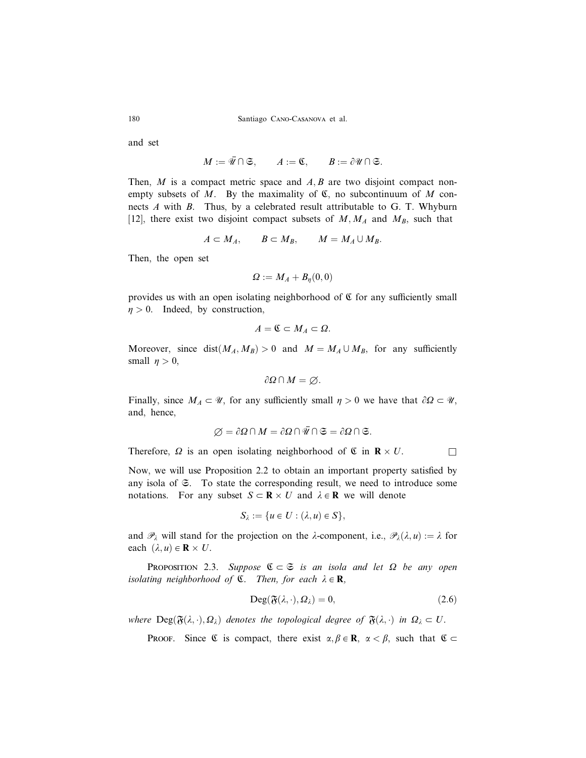and set

$$M := \bar{\mathscr{U}} \cap \mathfrak{S}, \qquad A := \mathfrak{C}, \qquad B := \partial \mathscr{U} \cap \mathfrak{S}.$$

Then, $M$ is a compact metric space and $A, B$ are two disjoint compact nonempty subsets of $M$. By the maximality of $\mathfrak{C}$, no subcontinuum of $M$ connects $A$ with $B$. Thus, by a celebrated result attributable to G. T. Whyburn [12], there exist two disjoint compact subsets of $M, M_A$ and $M_B$, such that

$$A \subset M_A, \qquad B \subset M_B, \qquad M = M_A \cup M_B.$$

Then, the open set

$$\Omega := M_A + B_\eta(0,0)$$

provides us with an open isolating neighborhood of $\mathfrak{C}$ for any sufficiently small $\eta > 0$. Indeed, by construction,

$$A = \mathfrak{C} \subset M_A \subset \Omega.$$

Moreover, since $\operatorname{dist}(M_A, M_B) > 0$ and $M = M_A \cup M_B$, for any sufficiently small $\eta > 0$,

$$\partial \Omega \cap M = \emptyset.$$

Finally, since $M_A \subset \mathscr{U}$, for any sufficiently small $\eta > 0$ we have that $\partial \Omega \subset \mathscr{U}$, and, hence,

$$\emptyset = \partial \Omega \cap M = \partial \Omega \cap \bar{\mathscr{U}} \cap \mathfrak{S} = \partial \Omega \cap \mathfrak{S}.$$

Therefore, $\Omega$ is an open isolating neighborhood of $\mathfrak{C}$ in $\mathbf{R} \times U$. $\square$

Now, we will use Proposition 2.2 to obtain an important property satisfied by any isola of $\mathfrak{S}$. To state the corresponding result, we need to introduce some notations. For any subset $S \subset \mathbf{R} \times U$ and $\lambda \in \mathbf{R}$ we will denote

$$S_\lambda := \{u \in U : (\lambda, u) \in S\},$$

and $\mathscr{P}_\lambda$ will stand for the projection on the $\lambda$-component, i.e., $\mathscr{P}_\lambda(\lambda, u) := \lambda$ for each $(\lambda, u) \in \mathbf{R} \times U$.

Proposition 2.3. *Suppose $\mathfrak{C} \subset \mathfrak{S}$ is an isola and let $\Omega$ be any open isolating neighborhood of $\mathfrak{C}$. Then, for each $\lambda \in \mathbf{R}$,*

$$\operatorname{Deg}(\mathfrak{F}(\lambda, \cdot), \Omega_\lambda) = 0, \tag{2.6}$$

*where $\operatorname{Deg}(\mathfrak{F}(\lambda, \cdot), \Omega_\lambda)$ denotes the topological degree of $\mathfrak{F}(\lambda, \cdot)$ in $\Omega_\lambda \subset U$.*

Proof. Since $\mathfrak{C}$ is compact, there exist $\alpha, \beta \in \mathbf{R}$, $\alpha < \beta$, such that $\mathfrak{C} \subset$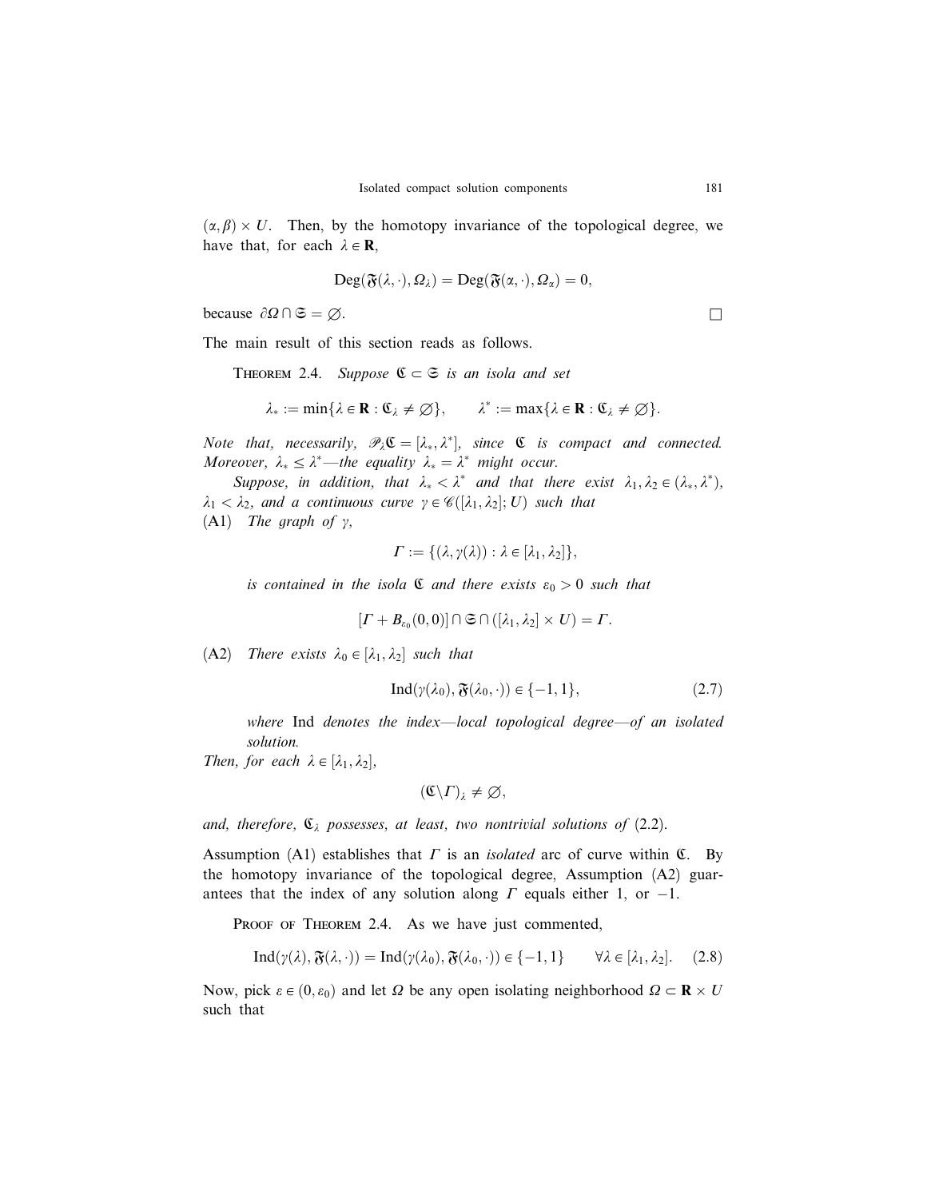$(\alpha, \beta) \times U$. Then, by the homotopy invariance of the topological degree, we have that, for each $\lambda \in \mathbf{R}$,

$$\mathrm{Deg}(\mathfrak{F}(\lambda, \cdot), \Omega_\lambda) = \mathrm{Deg}(\mathfrak{F}(\alpha, \cdot), \Omega_\alpha) = 0,$$

because $\partial\Omega \cap \mathfrak{S} = \emptyset$. $\square$

The main result of this section reads as follows.

**Theorem 2.4.** *Suppose $\mathfrak{C} \subset \mathfrak{S}$ is an isola and set*

$$\lambda_* := \min\{\lambda \in \mathbf{R} : \mathfrak{C}_\lambda \neq \emptyset\}, \qquad \lambda^* := \max\{\lambda \in \mathbf{R} : \mathfrak{C}_\lambda \neq \emptyset\}.$$

*Note that, necessarily, $\mathscr{P}_\lambda \mathfrak{C} = [\lambda_*, \lambda^*]$, since $\mathfrak{C}$ is compact and connected. Moreover, $\lambda_* \leq \lambda^*$—the equality $\lambda_* = \lambda^*$ might occur.*

*Suppose, in addition, that $\lambda_* < \lambda^*$ and that there exist $\lambda_1, \lambda_2 \in (\lambda_*, \lambda^*)$, $\lambda_1 < \lambda_2$, and a continuous curve $\gamma \in \mathscr{C}([\lambda_1, \lambda_2]; U)$ such that*

(A1) *The graph of $\gamma$,*

$$\Gamma := \{(\lambda, \gamma(\lambda)) : \lambda \in [\lambda_1, \lambda_2]\},$$

*is contained in the isola $\mathfrak{C}$ and there exists $\varepsilon_0 > 0$ such that*

$$[\Gamma + B_{\varepsilon_0}(0, 0)] \cap \mathfrak{S} \cap ([\lambda_1, \lambda_2] \times U) = \Gamma.$$

(A2) *There exists $\lambda_0 \in [\lambda_1, \lambda_2]$ such that*

$$\mathrm{Ind}(\gamma(\lambda_0), \mathfrak{F}(\lambda_0, \cdot)) \in \{-1, 1\}, \tag{2.7}$$

*where* Ind *denotes the index—local topological degree—of an isolated solution.*

*Then, for each $\lambda \in [\lambda_1, \lambda_2]$,*

$$(\mathfrak{C} \backslash \Gamma)_\lambda \neq \emptyset,$$

*and, therefore, $\mathfrak{C}_\lambda$ possesses, at least, two nontrivial solutions of* (2.2).

Assumption (A1) establishes that $\Gamma$ is an *isolated* arc of curve within $\mathfrak{C}$. By the homotopy invariance of the topological degree, Assumption (A2) guarantees that the index of any solution along $\Gamma$ equals either 1, or $-1$.

**Proof of Theorem 2.4.** As we have just commented,

$$\mathrm{Ind}(\gamma(\lambda), \mathfrak{F}(\lambda, \cdot)) = \mathrm{Ind}(\gamma(\lambda_0), \mathfrak{F}(\lambda_0, \cdot)) \in \{-1, 1\} \qquad \forall \lambda \in [\lambda_1, \lambda_2]. \tag{2.8}$$

Now, pick $\varepsilon \in (0, \varepsilon_0)$ and let $\Omega$ be any open isolating neighborhood $\Omega \subset \mathbf{R} \times U$ such that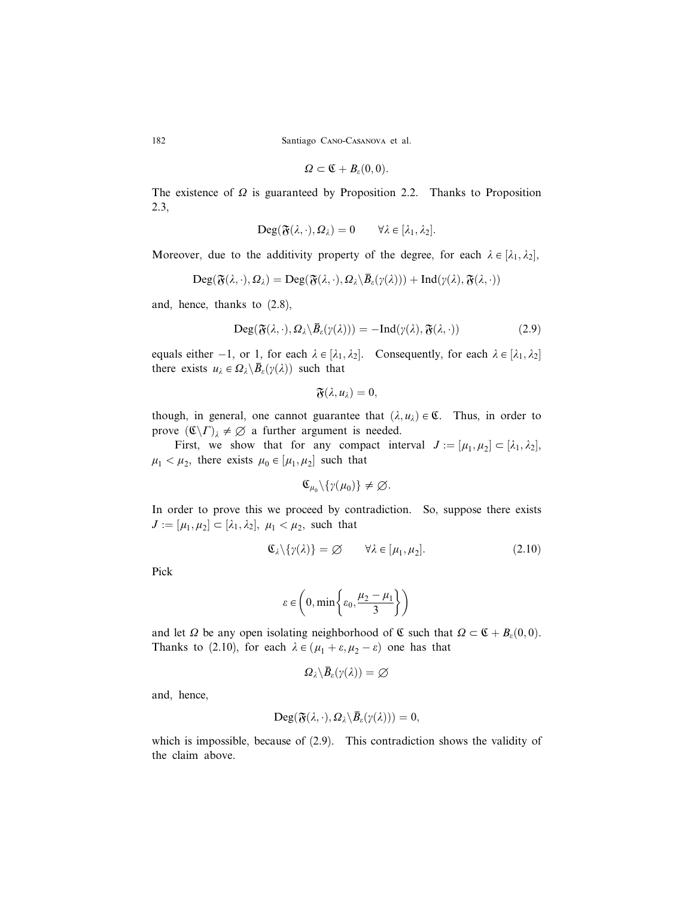$$\Omega \subset \mathfrak{C} + B_\varepsilon(0,0).$$

The existence of $\Omega$ is guaranteed by Proposition 2.2. Thanks to Proposition 2.3,

$$\mathrm{Deg}(\mathfrak{F}(\lambda,\cdot),\Omega_\lambda) = 0 \qquad \forall \lambda \in [\lambda_1, \lambda_2].$$

Moreover, due to the additivity property of the degree, for each $\lambda \in [\lambda_1, \lambda_2]$,

$$\mathrm{Deg}(\mathfrak{F}(\lambda,\cdot),\Omega_\lambda) = \mathrm{Deg}(\mathfrak{F}(\lambda,\cdot),\Omega_\lambda \backslash \bar{B}_\varepsilon(\gamma(\lambda))) + \mathrm{Ind}(\gamma(\lambda),\mathfrak{F}(\lambda,\cdot))$$

and, hence, thanks to (2.8),

$$\mathrm{Deg}(\mathfrak{F}(\lambda,\cdot),\Omega_\lambda \backslash \bar{B}_\varepsilon(\gamma(\lambda))) = -\mathrm{Ind}(\gamma(\lambda),\mathfrak{F}(\lambda,\cdot)) \tag{2.9}$$

equals either $-1$, or 1, for each $\lambda \in [\lambda_1, \lambda_2]$. Consequently, for each $\lambda \in [\lambda_1, \lambda_2]$ there exists $u_\lambda \in \Omega_\lambda \backslash \bar{B}_\varepsilon(\gamma(\lambda))$ such that

$$\mathfrak{F}(\lambda, u_\lambda) = 0,$$

though, in general, one cannot guarantee that $(\lambda, u_\lambda) \in \mathfrak{C}$. Thus, in order to prove $(\mathfrak{C}\backslash\Gamma)_\lambda \neq \varnothing$ a further argument is needed.

First, we show that for any compact interval $J := [\mu_1, \mu_2] \subset [\lambda_1, \lambda_2]$, $\mu_1 < \mu_2$, there exists $\mu_0 \in [\mu_1, \mu_2]$ such that

$$\mathfrak{C}_{\mu_0} \backslash \{\gamma(\mu_0)\} \neq \varnothing.$$

In order to prove this we proceed by contradiction. So, suppose there exists $J := [\mu_1, \mu_2] \subset [\lambda_1, \lambda_2]$, $\mu_1 < \mu_2$, such that

$$\mathfrak{C}_\lambda \backslash \{\gamma(\lambda)\} = \varnothing \qquad \forall \lambda \in [\mu_1, \mu_2]. \tag{2.10}$$

Pick

$$\varepsilon \in \left(0, \min\left\{\varepsilon_0, \frac{\mu_2 - \mu_1}{3}\right\}\right)$$

and let $\Omega$ be any open isolating neighborhood of $\mathfrak{C}$ such that $\Omega \subset \mathfrak{C} + B_\varepsilon(0,0)$. Thanks to (2.10), for each $\lambda \in (\mu_1 + \varepsilon, \mu_2 - \varepsilon)$ one has that

$$\Omega_\lambda \backslash \bar{B}_\varepsilon(\gamma(\lambda)) = \varnothing$$

and, hence,

$$\mathrm{Deg}(\mathfrak{F}(\lambda,\cdot),\Omega_\lambda \backslash \bar{B}_\varepsilon(\gamma(\lambda))) = 0,$$

which is impossible, because of (2.9). This contradiction shows the validity of the claim above.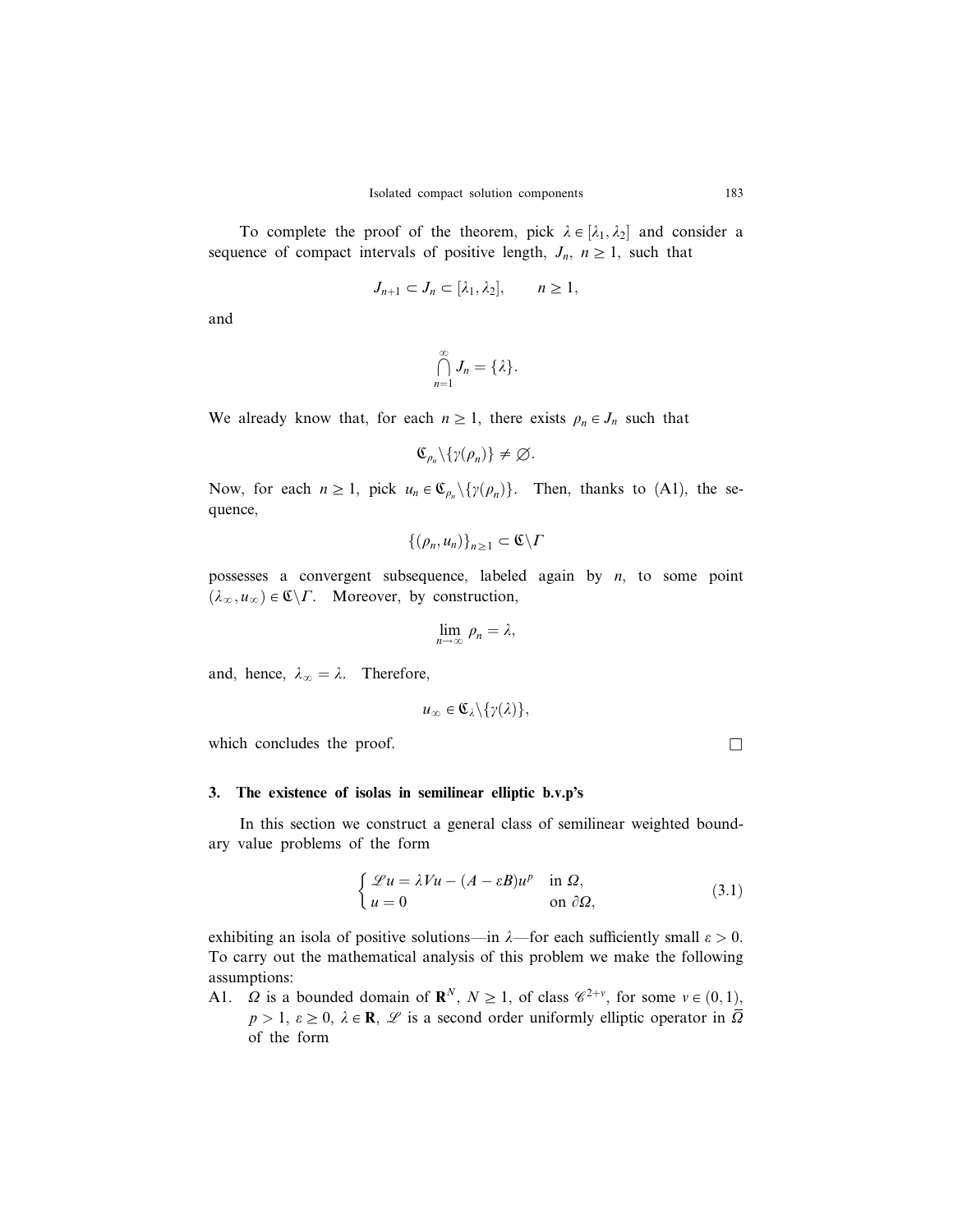To complete the proof of the theorem, pick $\lambda \in [\lambda_1, \lambda_2]$ and consider a sequence of compact intervals of positive length, $J_n$, $n \geq 1$, such that

$$J_{n+1} \subset J_n \subset [\lambda_1, \lambda_2], \qquad n \geq 1,$$

and

$$\bigcap_{n=1}^{\infty} J_n = \{\lambda\}.$$

We already know that, for each $n \geq 1$, there exists $\rho_n \in J_n$ such that

$$\mathfrak{C}_{\rho_n} \backslash \{\gamma(\rho_n)\} \neq \emptyset.$$

Now, for each $n \geq 1$, pick $u_n \in \mathfrak{C}_{\rho_n} \backslash \{\gamma(\rho_n)\}$. Then, thanks to (A1), the sequence,

$$\{(\rho_n, u_n)\}_{n \geq 1} \subset \mathfrak{C} \backslash \Gamma$$

possesses a convergent subsequence, labeled again by $n$, to some point $(\lambda_\infty, u_\infty) \in \mathfrak{C} \backslash \Gamma$. Moreover, by construction,

$$\lim_{n \to \infty} \rho_n = \lambda,$$

and, hence, $\lambda_\infty = \lambda$. Therefore,

$$u_\infty \in \mathfrak{C}_\lambda \backslash \{\gamma(\lambda)\},$$

which concludes the proof. $\square$

## 3. The existence of isolas in semilinear elliptic b.v.p's

In this section we construct a general class of semilinear weighted boundary value problems of the form

$$\begin{cases} \mathscr{L}u = \lambda V u - (A - \varepsilon B) u^p & \text{in } \Omega, \\ u = 0 & \text{on } \partial\Omega, \end{cases} \tag{3.1}$$

exhibiting an isola of positive solutions—in $\lambda$—for each sufficiently small $\varepsilon > 0$. To carry out the mathematical analysis of this problem we make the following assumptions:

A1. $\Omega$ is a bounded domain of $\mathbf{R}^N$, $N \geq 1$, of class $\mathscr{C}^{2+\nu}$, for some $\nu \in (0, 1)$, $p > 1$, $\varepsilon \geq 0$, $\lambda \in \mathbf{R}$, $\mathscr{L}$ is a second order uniformly elliptic operator in $\bar{\Omega}$ of the form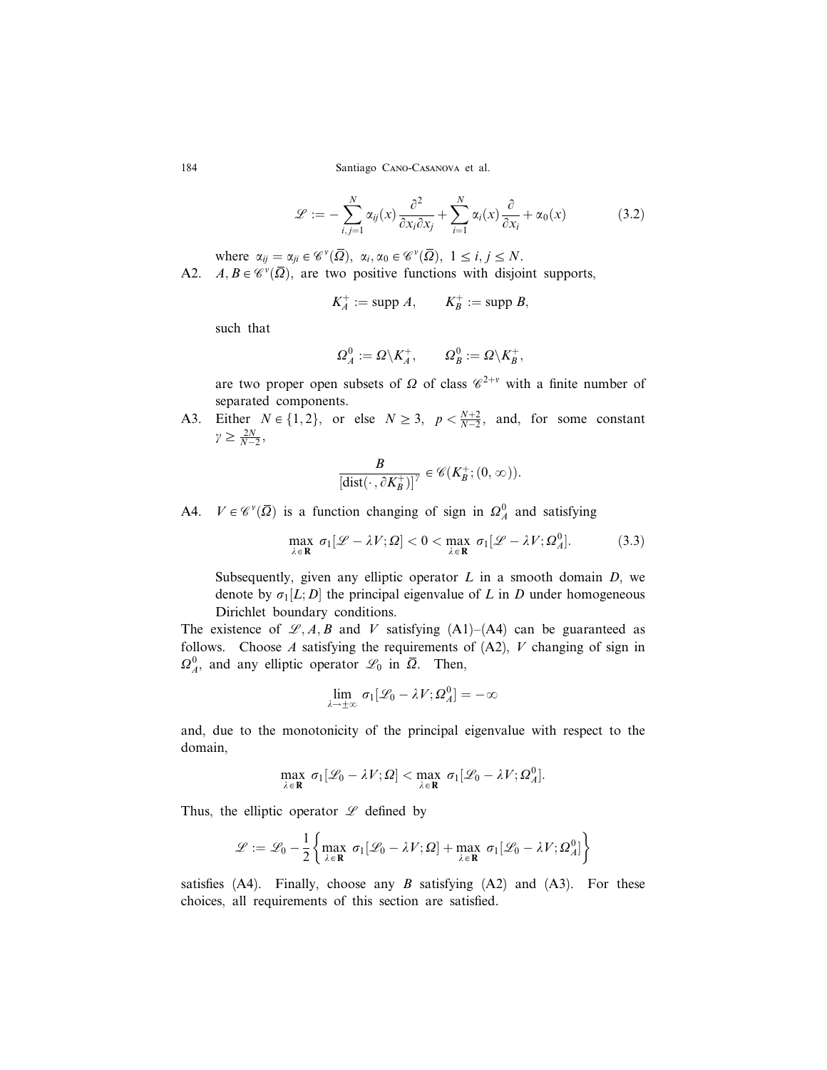$$\mathscr{L} := -\sum_{i,j=1}^{N} \alpha_{ij}(x)\frac{\partial^2}{\partial x_i \partial x_j} + \sum_{i=1}^{N} \alpha_i(x)\frac{\partial}{\partial x_i} + \alpha_0(x) \tag{3.2}$$

where $\alpha_{ij} = \alpha_{ji} \in \mathscr{C}^{\nu}(\bar{\Omega}),\ \alpha_i, \alpha_0 \in \mathscr{C}^{\nu}(\bar{\Omega}),\ 1 \le i, j \le N$.

A2. $A, B \in \mathscr{C}^{\nu}(\bar{\Omega})$, are two positive functions with disjoint supports,

$$K_A^+ := \operatorname{supp} A, \qquad K_B^+ := \operatorname{supp} B,$$

such that

$$\Omega_A^0 := \Omega \backslash K_A^+, \qquad \Omega_B^0 := \Omega \backslash K_B^+,$$

are two proper open subsets of $\Omega$ of class $\mathscr{C}^{2+\nu}$ with a finite number of separated components.

A3. Either $N \in \{1, 2\}$, or else $N \ge 3$, $p < \frac{N+2}{N-2}$, and, for some constant $\gamma \ge \frac{2N}{N-2}$,

$$\frac{B}{[\operatorname{dist}(\cdot, \partial K_B^+)]^{\gamma}} \in \mathscr{C}(K_B^+; (0, \infty)).$$

A4. $V \in \mathscr{C}^{\nu}(\bar{\Omega})$ is a function changing of sign in $\Omega_A^0$ and satisfying

$$\max_{\lambda \in \mathbf{R}} \sigma_1[\mathscr{L} - \lambda V; \Omega] < 0 < \max_{\lambda \in \mathbf{R}} \sigma_1[\mathscr{L} - \lambda V; \Omega_A^0]. \tag{3.3}$$

Subsequently, given any elliptic operator $L$ in a smooth domain $D$, we denote by $\sigma_1[L; D]$ the principal eigenvalue of $L$ in $D$ under homogeneous Dirichlet boundary conditions.

The existence of $\mathscr{L}, A, B$ and $V$ satisfying (A1)–(A4) can be guaranteed as follows. Choose $A$ satisfying the requirements of (A2), $V$ changing of sign in $\Omega_A^0$, and any elliptic operator $\mathscr{L}_0$ in $\bar{\Omega}$. Then,

$$\lim_{\lambda \to \pm\infty} \sigma_1[\mathscr{L}_0 - \lambda V; \Omega_A^0] = -\infty$$

and, due to the monotonicity of the principal eigenvalue with respect to the domain,

$$\max_{\lambda \in \mathbf{R}} \sigma_1[\mathscr{L}_0 - \lambda V; \Omega] < \max_{\lambda \in \mathbf{R}} \sigma_1[\mathscr{L}_0 - \lambda V; \Omega_A^0].$$

Thus, the elliptic operator $\mathscr{L}$ defined by

$$\mathscr{L} := \mathscr{L}_0 - \frac{1}{2}\left\{\max_{\lambda \in \mathbf{R}} \sigma_1[\mathscr{L}_0 - \lambda V; \Omega] + \max_{\lambda \in \mathbf{R}} \sigma_1[\mathscr{L}_0 - \lambda V; \Omega_A^0]\right\}$$

satisfies (A4). Finally, choose any $B$ satisfying (A2) and (A3). For these choices, all requirements of this section are satisfied.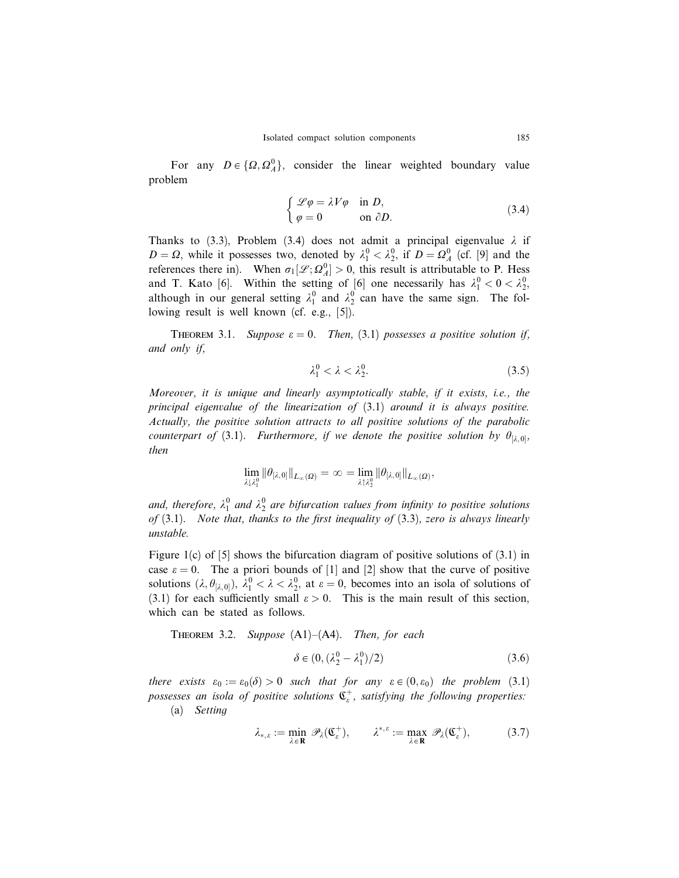For any $D \in \{\Omega, \Omega_A^0\}$, consider the linear weighted boundary value problem

$$\begin{cases} \mathscr{L}\varphi = \lambda V \varphi & \text{in } D, \\ \varphi = 0 & \text{on } \partial D. \end{cases} \tag{3.4}$$

Thanks to (3.3), Problem (3.4) does not admit a principal eigenvalue $\lambda$ if $D = \Omega$, while it possesses two, denoted by $\lambda_1^0 < \lambda_2^0$, if $D = \Omega_A^0$ (cf. [9] and the references there in). When $\sigma_1[\mathscr{L}; \Omega_A^0] > 0$, this result is attributable to P. Hess and T. Kato [6]. Within the setting of [6] one necessarily has $\lambda_1^0 < 0 < \lambda_2^0$, although in our general setting $\lambda_1^0$ and $\lambda_2^0$ can have the same sign. The following result is well known (cf. e.g., [5]).

Theorem 3.1. *Suppose $\varepsilon = 0$. Then,* (3.1) *possesses a positive solution if, and only if,*

$$\lambda_1^0 < \lambda < \lambda_2^0. \tag{3.5}$$

*Moreover, it is unique and linearly asymptotically stable, if it exists, i.e., the principal eigenvalue of the linearization of* (3.1) *around it is always positive. Actually, the positive solution attracts to all positive solutions of the parabolic counterpart of* (3.1). *Furthermore, if we denote the positive solution by $\theta_{[\lambda,0]}$, then*

$$\lim_{\lambda \downarrow \lambda_1^0} \|\theta_{[\lambda,0]}\|_{L_\infty(\Omega)} = \infty = \lim_{\lambda \uparrow \lambda_2^0} \|\theta_{[\lambda,0]}\|_{L_\infty(\Omega)},$$

*and, therefore, $\lambda_1^0$ and $\lambda_2^0$ are bifurcation values from infinity to positive solutions of* (3.1). *Note that, thanks to the first inequality of* (3.3), *zero is always linearly unstable.*

Figure 1(c) of [5] shows the bifurcation diagram of positive solutions of (3.1) in case $\varepsilon = 0$. The a priori bounds of [1] and [2] show that the curve of positive solutions $(\lambda, \theta_{[\lambda,0]})$, $\lambda_1^0 < \lambda < \lambda_2^0$, at $\varepsilon = 0$, becomes into an isola of solutions of (3.1) for each sufficiently small $\varepsilon > 0$. This is the main result of this section, which can be stated as follows.

Theorem 3.2. *Suppose* (A1)–(A4). *Then, for each*

$$\delta \in (0, (\lambda_2^0 - \lambda_1^0)/2) \tag{3.6}$$

*there exists $\varepsilon_0 := \varepsilon_0(\delta) > 0$ such that for any $\varepsilon \in (0, \varepsilon_0)$ the problem* (3.1) *possesses an isola of positive solutions $\mathfrak{C}_\varepsilon^+$, satisfying the following properties:*

(a) *Setting*

$$\lambda_{*,\varepsilon} := \min_{\lambda \in \mathbf{R}} \mathscr{P}_\lambda(\mathfrak{C}_\varepsilon^+), \qquad \lambda^{*,\varepsilon} := \max_{\lambda \in \mathbf{R}} \mathscr{P}_\lambda(\mathfrak{C}_\varepsilon^+), \tag{3.7}$$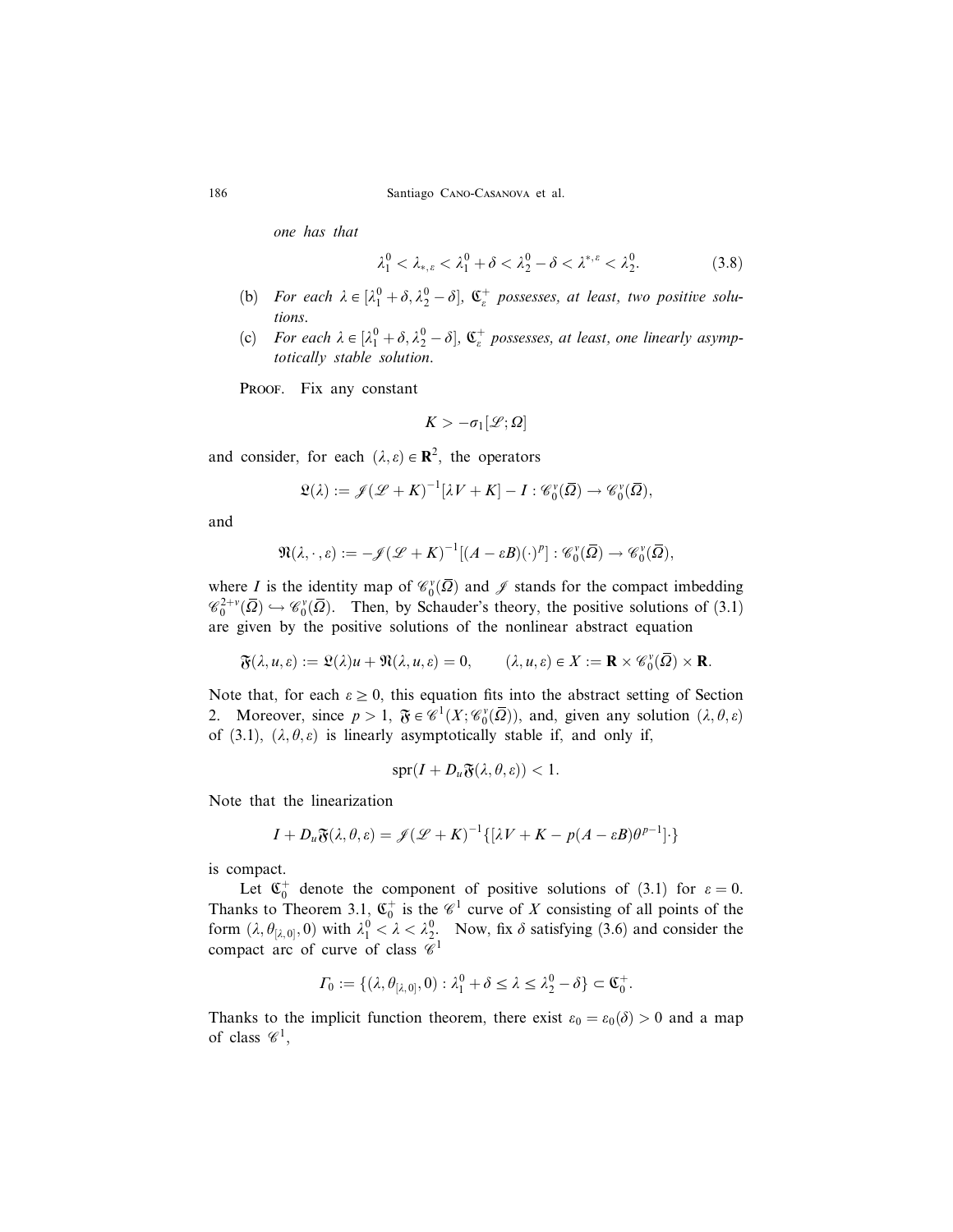*one has that*

$$\lambda_1^0 < \lambda_{*,\varepsilon} < \lambda_1^0 + \delta < \lambda_2^0 - \delta < \lambda^{*,\varepsilon} < \lambda_2^0. \tag{3.8}$$

(b) *For each* $\lambda \in [\lambda_1^0 + \delta, \lambda_2^0 - \delta]$, $\mathfrak{C}_\varepsilon^+$ *possesses, at least, two positive solutions.*

(c) *For each* $\lambda \in [\lambda_1^0 + \delta, \lambda_2^0 - \delta]$, $\mathfrak{C}_\varepsilon^+$ *possesses, at least, one linearly asymptotically stable solution.*

Proof. Fix any constant

$$K > -\sigma_1[\mathscr{L};\Omega]$$

and consider, for each $(\lambda,\varepsilon) \in \mathbf{R}^2$, the operators

$$\mathfrak{L}(\lambda) := \mathscr{J}(\mathscr{L}+K)^{-1}[\lambda V + K] - I : \mathscr{C}_0^{\nu}(\bar{\Omega}) \to \mathscr{C}_0^{\nu}(\bar{\Omega}),$$

and

$$\mathfrak{N}(\lambda,\cdot,\varepsilon) := -\mathscr{J}(\mathscr{L}+K)^{-1}[(A-\varepsilon B)(\cdot)^p] : \mathscr{C}_0^{\nu}(\bar{\Omega}) \to \mathscr{C}_0^{\nu}(\bar{\Omega}),$$

where $I$ is the identity map of $\mathscr{C}_0^{\nu}(\bar{\Omega})$ and $\mathscr{J}$ stands for the compact imbedding $\mathscr{C}_0^{2+\nu}(\bar{\Omega}) \hookrightarrow \mathscr{C}_0^{\nu}(\bar{\Omega})$. Then, by Schauder's theory, the positive solutions of (3.1) are given by the positive solutions of the nonlinear abstract equation

$$\mathfrak{F}(\lambda,u,\varepsilon) := \mathfrak{L}(\lambda)u + \mathfrak{N}(\lambda,u,\varepsilon) = 0, \qquad (\lambda,u,\varepsilon) \in X := \mathbf{R} \times \mathscr{C}_0^{\nu}(\bar{\Omega}) \times \mathbf{R}.$$

Note that, for each $\varepsilon \geq 0$, this equation fits into the abstract setting of Section 2. Moreover, since $p > 1$, $\mathfrak{F} \in \mathscr{C}^1(X;\mathscr{C}_0^{\nu}(\bar{\Omega}))$, and, given any solution $(\lambda,\theta,\varepsilon)$ of (3.1), $(\lambda,\theta,\varepsilon)$ is linearly asymptotically stable if, and only if,

$$\operatorname{spr}(I + D_u\mathfrak{F}(\lambda,\theta,\varepsilon)) < 1.$$

Note that the linearization

$$I + D_u\mathfrak{F}(\lambda,\theta,\varepsilon) = \mathscr{J}(\mathscr{L}+K)^{-1}\{[\lambda V + K - p(A-\varepsilon B)\theta^{p-1}]\cdot\}$$

is compact.

Let $\mathfrak{C}_0^+$ denote the component of positive solutions of (3.1) for $\varepsilon = 0$. Thanks to Theorem 3.1, $\mathfrak{C}_0^+$ is the $\mathscr{C}^1$ curve of $X$ consisting of all points of the form $(\lambda,\theta_{[\lambda,0]},0)$ with $\lambda_1^0 < \lambda < \lambda_2^0$. Now, fix $\delta$ satisfying (3.6) and consider the compact arc of curve of class $\mathscr{C}^1$

$$\Gamma_0 := \{(\lambda,\theta_{[\lambda,0]},0) : \lambda_1^0 + \delta \leq \lambda \leq \lambda_2^0 - \delta\} \subset \mathfrak{C}_0^+.$$

Thanks to the implicit function theorem, there exist $\varepsilon_0 = \varepsilon_0(\delta) > 0$ and a map of class $\mathscr{C}^1$,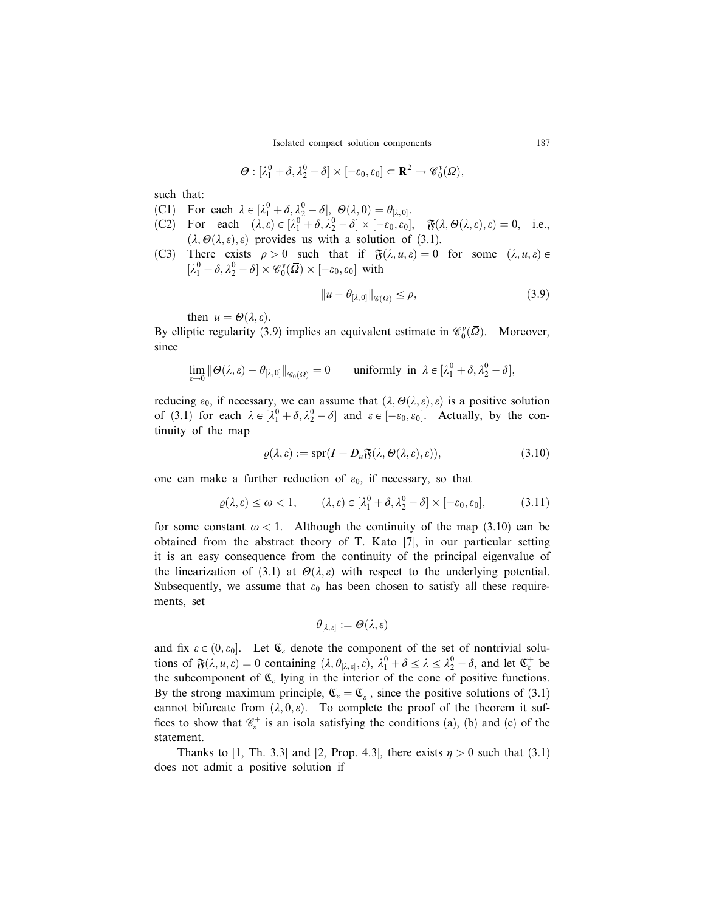$$\Theta : [\lambda_1^0 + \delta, \lambda_2^0 - \delta] \times [-\varepsilon_0, \varepsilon_0] \subset \mathbf{R}^2 \to \mathscr{C}_0^{\nu}(\bar{\Omega}),$$

such that:

(C1) For each $\lambda \in [\lambda_1^0 + \delta, \lambda_2^0 - \delta]$, $\Theta(\lambda, 0) = \theta_{[\lambda, 0]}$.

(C2) For each $(\lambda, \varepsilon) \in [\lambda_1^0 + \delta, \lambda_2^0 - \delta] \times [-\varepsilon_0, \varepsilon_0]$, $\mathfrak{F}(\lambda, \Theta(\lambda, \varepsilon), \varepsilon) = 0$, i.e., $(\lambda, \Theta(\lambda, \varepsilon), \varepsilon)$ provides us with a solution of (3.1).

(C3) There exists $\rho > 0$ such that if $\mathfrak{F}(\lambda, u, \varepsilon) = 0$ for some $(\lambda, u, \varepsilon) \in [\lambda_1^0 + \delta, \lambda_2^0 - \delta] \times \mathscr{C}_0^{\nu}(\bar{\Omega}) \times [-\varepsilon_0, \varepsilon_0]$ with

$$\|u - \theta_{[\lambda, 0]}\|_{\mathscr{C}(\bar{\Omega})} \leq \rho, \tag{3.9}$$

then $u = \Theta(\lambda, \varepsilon)$.

By elliptic regularity (3.9) implies an equivalent estimate in $\mathscr{C}_0^{\nu}(\bar{\Omega})$. Moreover, since

$$\lim_{\varepsilon \to 0} \|\Theta(\lambda, \varepsilon) - \theta_{[\lambda, 0]}\|_{\mathscr{C}_0(\bar{\Omega})} = 0 \qquad \text{uniformly in } \lambda \in [\lambda_1^0 + \delta, \lambda_2^0 - \delta],$$

reducing $\varepsilon_0$, if necessary, we can assume that $(\lambda, \Theta(\lambda, \varepsilon), \varepsilon)$ is a positive solution of (3.1) for each $\lambda \in [\lambda_1^0 + \delta, \lambda_2^0 - \delta]$ and $\varepsilon \in [-\varepsilon_0, \varepsilon_0]$. Actually, by the continuity of the map

$$\varrho(\lambda, \varepsilon) := \operatorname{spr}(I + D_u \mathfrak{F}(\lambda, \Theta(\lambda, \varepsilon), \varepsilon)), \tag{3.10}$$

one can make a further reduction of $\varepsilon_0$, if necessary, so that

$$\varrho(\lambda, \varepsilon) \leq \omega < 1, \qquad (\lambda, \varepsilon) \in [\lambda_1^0 + \delta, \lambda_2^0 - \delta] \times [-\varepsilon_0, \varepsilon_0], \tag{3.11}$$

for some constant $\omega < 1$. Although the continuity of the map (3.10) can be obtained from the abstract theory of T. Kato [7], in our particular setting it is an easy consequence from the continuity of the principal eigenvalue of the linearization of (3.1) at $\Theta(\lambda, \varepsilon)$ with respect to the underlying potential. Subsequently, we assume that $\varepsilon_0$ has been chosen to satisfy all these requirements, set

$$\theta_{[\lambda, \varepsilon]} := \Theta(\lambda, \varepsilon)$$

and fix $\varepsilon \in (0, \varepsilon_0]$. Let $\mathfrak{C}_\varepsilon$ denote the component of the set of nontrivial solutions of $\mathfrak{F}(\lambda, u, \varepsilon) = 0$ containing $(\lambda, \theta_{[\lambda, \varepsilon]}, \varepsilon)$, $\lambda_1^0 + \delta \leq \lambda \leq \lambda_2^0 - \delta$, and let $\mathfrak{C}_\varepsilon^+$ be the subcomponent of $\mathfrak{C}_\varepsilon$ lying in the interior of the cone of positive functions. By the strong maximum principle, $\mathfrak{C}_\varepsilon = \mathfrak{C}_\varepsilon^+$, since the positive solutions of (3.1) cannot bifurcate from $(\lambda, 0, \varepsilon)$. To complete the proof of the theorem it suffices to show that $\mathscr{C}_\varepsilon^+$ is an isola satisfying the conditions (a), (b) and (c) of the statement.

Thanks to [1, Th. 3.3] and [2, Prop. 4.3], there exists $\eta > 0$ such that (3.1) does not admit a positive solution if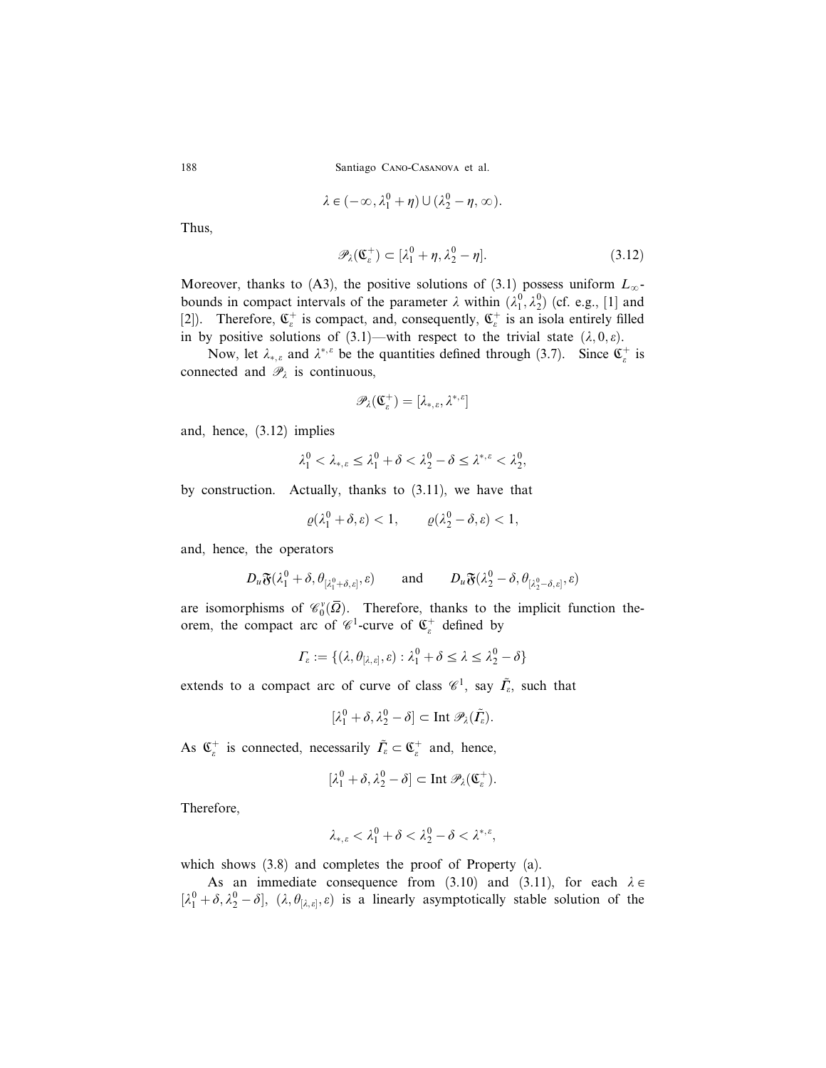$$\lambda \in (-\infty, \lambda_1^0 + \eta) \cup (\lambda_2^0 - \eta, \infty).$$

Thus,

$$\mathscr{P}_\lambda(\mathfrak{C}_\varepsilon^+) \subset [\lambda_1^0 + \eta, \lambda_2^0 - \eta]. \tag{3.12}$$

Moreover, thanks to (A3), the positive solutions of (3.1) possess uniform $L_\infty$-bounds in compact intervals of the parameter $\lambda$ within $(\lambda_1^0, \lambda_2^0)$ (cf. e.g., [1] and [2]). Therefore, $\mathfrak{C}_\varepsilon^+$ is compact, and, consequently, $\mathfrak{C}_\varepsilon^+$ is an isola entirely filled in by positive solutions of (3.1)—with respect to the trivial state $(\lambda, 0, \varepsilon)$.

Now, let $\lambda_{*,\varepsilon}$ and $\lambda^{*,\varepsilon}$ be the quantities defined through (3.7). Since $\mathfrak{C}_\varepsilon^+$ is connected and $\mathscr{P}_\lambda$ is continuous,

$$\mathscr{P}_\lambda(\mathfrak{C}_\varepsilon^+) = [\lambda_{*,\varepsilon}, \lambda^{*,\varepsilon}]$$

and, hence, (3.12) implies

$$\lambda_1^0 < \lambda_{*,\varepsilon} \le \lambda_1^0 + \delta < \lambda_2^0 - \delta \le \lambda^{*,\varepsilon} < \lambda_2^0,$$

by construction. Actually, thanks to (3.11), we have that

$$\varrho(\lambda_1^0 + \delta, \varepsilon) < 1, \qquad \varrho(\lambda_2^0 - \delta, \varepsilon) < 1,$$

and, hence, the operators

$$D_u\mathfrak{F}(\lambda_1^0 + \delta, \theta_{[\lambda_1^0+\delta,\varepsilon]}, \varepsilon) \qquad \text{and} \qquad D_u\mathfrak{F}(\lambda_2^0 - \delta, \theta_{[\lambda_2^0-\delta,\varepsilon]}, \varepsilon)$$

are isomorphisms of $\mathscr{C}_0^\nu(\bar{\Omega})$. Therefore, thanks to the implicit function theorem, the compact arc of $\mathscr{C}^1$-curve of $\mathfrak{C}_\varepsilon^+$ defined by

$$\Gamma_\varepsilon := \{(\lambda, \theta_{[\lambda,\varepsilon]}, \varepsilon) : \lambda_1^0 + \delta \le \lambda \le \lambda_2^0 - \delta\}$$

extends to a compact arc of curve of class $\mathscr{C}^1$, say $\tilde{\Gamma}_\varepsilon$, such that

$$[\lambda_1^0 + \delta, \lambda_2^0 - \delta] \subset \operatorname{Int} \mathscr{P}_\lambda(\tilde{\Gamma}_\varepsilon).$$

As $\mathfrak{C}_\varepsilon^+$ is connected, necessarily $\tilde{\Gamma}_\varepsilon \subset \mathfrak{C}_\varepsilon^+$ and, hence,

$$[\lambda_1^0 + \delta, \lambda_2^0 - \delta] \subset \operatorname{Int} \mathscr{P}_\lambda(\mathfrak{C}_\varepsilon^+).$$

Therefore,

$$\lambda_{*,\varepsilon} < \lambda_1^0 + \delta < \lambda_2^0 - \delta < \lambda^{*,\varepsilon},$$

which shows (3.8) and completes the proof of Property (a).

As an immediate consequence from (3.10) and (3.11), for each $\lambda \in [\lambda_1^0 + \delta, \lambda_2^0 - \delta]$, $(\lambda, \theta_{[\lambda,\varepsilon]}, \varepsilon)$ is a linearly asymptotically stable solution of the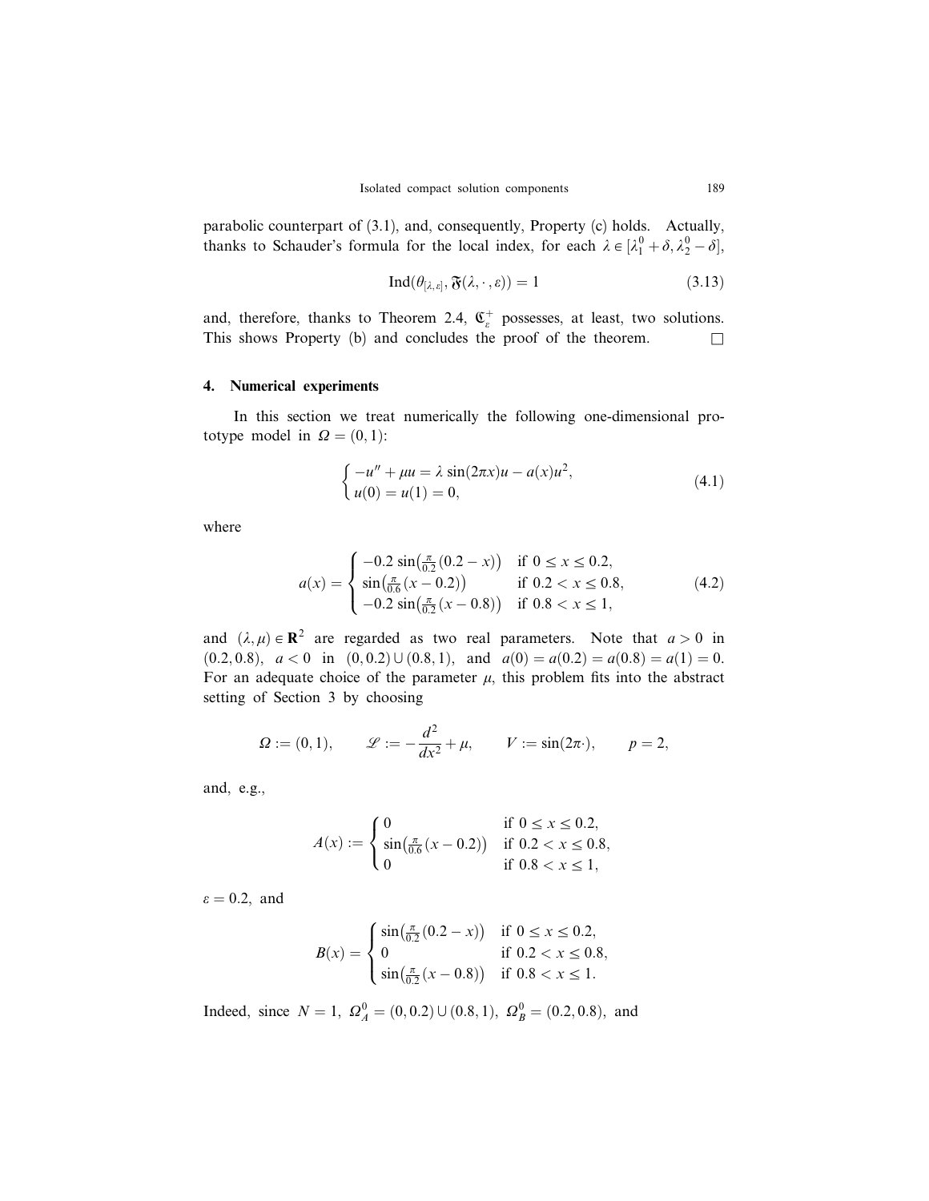parabolic counterpart of (3.1), and, consequently, Property (c) holds. Actually, thanks to Schauder's formula for the local index, for each $\lambda \in [\lambda_1^0 + \delta, \lambda_2^0 - \delta]$,

$$\mathrm{Ind}(\theta_{[\lambda,\varepsilon]}, \mathfrak{F}(\lambda, \cdot, \varepsilon)) = 1 \tag{3.13}$$

and, therefore, thanks to Theorem 2.4, $\mathfrak{C}_\varepsilon^+$ possesses, at least, two solutions. This shows Property (b) and concludes the proof of the theorem. □

## 4. Numerical experiments

In this section we treat numerically the following one-dimensional prototype model in $\Omega = (0, 1)$:

$$\begin{cases} -u'' + \mu u = \lambda \sin(2\pi x)u - a(x)u^2, \\ u(0) = u(1) = 0, \end{cases} \tag{4.1}$$

where

$$a(x) = \begin{cases} -0.2 \sin\left(\frac{\pi}{0.2}(0.2 - x)\right) & \text{if } 0 \le x \le 0.2, \\ \sin\left(\frac{\pi}{0.6}(x - 0.2)\right) & \text{if } 0.2 < x \le 0.8, \\ -0.2 \sin\left(\frac{\pi}{0.2}(x - 0.8)\right) & \text{if } 0.8 < x \le 1, \end{cases} \tag{4.2}$$

and $(\lambda, \mu) \in \mathbf{R}^2$ are regarded as two real parameters. Note that $a > 0$ in $(0.2, 0.8)$, $a < 0$ in $(0, 0.2) \cup (0.8, 1)$, and $a(0) = a(0.2) = a(0.8) = a(1) = 0$. For an adequate choice of the parameter $\mu$, this problem fits into the abstract setting of Section 3 by choosing

$$\Omega := (0, 1), \qquad \mathscr{L} := -\frac{d^2}{dx^2} + \mu, \qquad V := \sin(2\pi\cdot), \qquad p = 2,$$

and, e.g.,

$$A(x) := \begin{cases} 0 & \text{if } 0 \le x \le 0.2, \\ \sin\left(\frac{\pi}{0.6}(x - 0.2)\right) & \text{if } 0.2 < x \le 0.8, \\ 0 & \text{if } 0.8 < x \le 1, \end{cases}$$

$\varepsilon = 0.2$, and

$$B(x) = \begin{cases} \sin\left(\frac{\pi}{0.2}(0.2 - x)\right) & \text{if } 0 \le x \le 0.2, \\ 0 & \text{if } 0.2 < x \le 0.8, \\ \sin\left(\frac{\pi}{0.2}(x - 0.8)\right) & \text{if } 0.8 < x \le 1. \end{cases}$$

Indeed, since $N = 1$, $\Omega_A^0 = (0, 0.2) \cup (0.8, 1)$, $\Omega_B^0 = (0.2, 0.8)$, and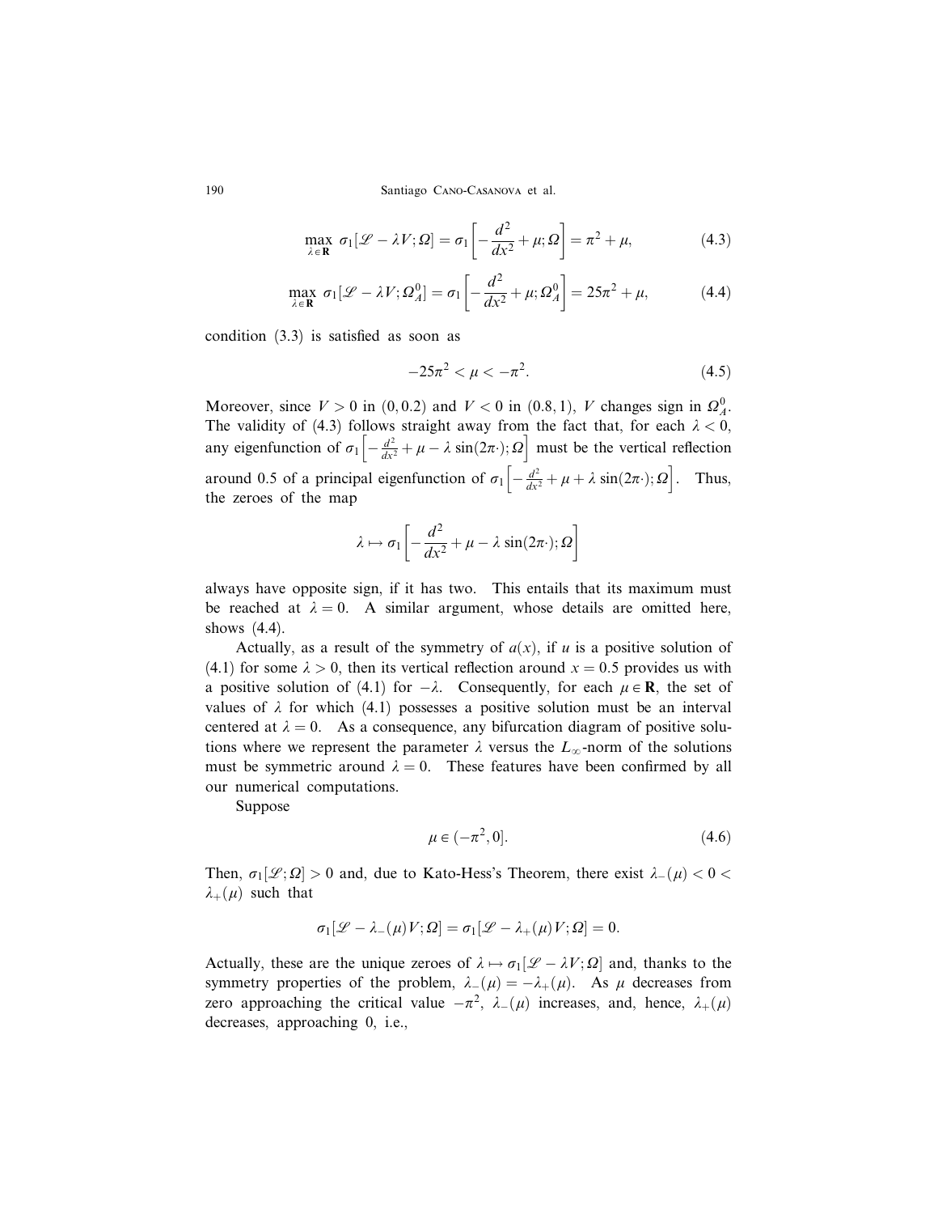$$\max_{\lambda \in \mathbf{R}} \sigma_1[\mathscr{L} - \lambda V; \Omega] = \sigma_1\left[-\frac{d^2}{dx^2} + \mu; \Omega\right] = \pi^2 + \mu, \tag{4.3}$$

$$\max_{\lambda \in \mathbf{R}} \sigma_1[\mathscr{L} - \lambda V; \Omega_A^0] = \sigma_1\left[-\frac{d^2}{dx^2} + \mu; \Omega_A^0\right] = 25\pi^2 + \mu, \tag{4.4}$$

condition (3.3) is satisfied as soon as

$$-25\pi^2 < \mu < -\pi^2. \tag{4.5}$$

Moreover, since $V > 0$ in $(0, 0.2)$ and $V < 0$ in $(0.8, 1)$, $V$ changes sign in $\Omega_A^0$. The validity of (4.3) follows straight away from the fact that, for each $\lambda < 0$, any eigenfunction of $\sigma_1\left[-\frac{d^2}{dx^2} + \mu - \lambda \sin(2\pi\cdot); \Omega\right]$ must be the vertical reflection around 0.5 of a principal eigenfunction of $\sigma_1\left[-\frac{d^2}{dx^2} + \mu + \lambda \sin(2\pi\cdot); \Omega\right]$. Thus, the zeroes of the map

$$\lambda \mapsto \sigma_1\left[-\frac{d^2}{dx^2} + \mu - \lambda \sin(2\pi\cdot); \Omega\right]$$

always have opposite sign, if it has two. This entails that its maximum must be reached at $\lambda = 0$. A similar argument, whose details are omitted here, shows (4.4).

Actually, as a result of the symmetry of $a(x)$, if $u$ is a positive solution of (4.1) for some $\lambda > 0$, then its vertical reflection around $x = 0.5$ provides us with a positive solution of (4.1) for $-\lambda$. Consequently, for each $\mu \in \mathbf{R}$, the set of values of $\lambda$ for which (4.1) possesses a positive solution must be an interval centered at $\lambda = 0$. As a consequence, any bifurcation diagram of positive solutions where we represent the parameter $\lambda$ versus the $L_\infty$-norm of the solutions must be symmetric around $\lambda = 0$. These features have been confirmed by all our numerical computations.

Suppose

$$\mu \in (-\pi^2, 0]. \tag{4.6}$$

Then, $\sigma_1[\mathscr{L}; \Omega] > 0$ and, due to Kato-Hess's Theorem, there exist $\lambda_-(\mu) < 0 < \lambda_+(\mu)$ such that

$$\sigma_1[\mathscr{L} - \lambda_-(\mu)V; \Omega] = \sigma_1[\mathscr{L} - \lambda_+(\mu)V; \Omega] = 0.$$

Actually, these are the unique zeroes of $\lambda \mapsto \sigma_1[\mathscr{L} - \lambda V; \Omega]$ and, thanks to the symmetry properties of the problem, $\lambda_-(\mu) = -\lambda_+(\mu)$. As $\mu$ decreases from zero approaching the critical value $-\pi^2$, $\lambda_-(\mu)$ increases, and, hence, $\lambda_+(\mu)$ decreases, approaching 0, i.e.,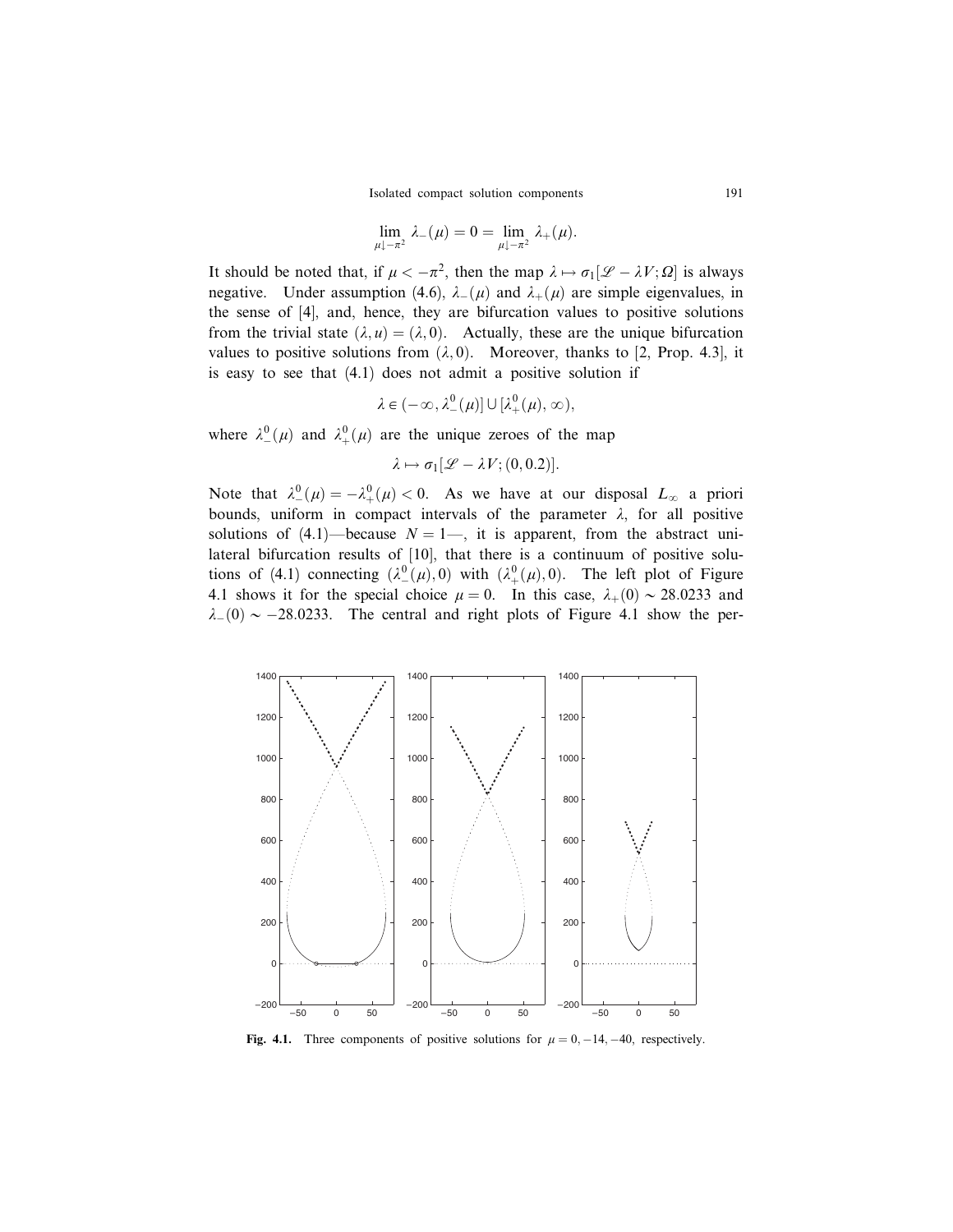$$\lim_{\mu \downarrow -\pi^2} \lambda_-(\mu) = 0 = \lim_{\mu \downarrow -\pi^2} \lambda_+(\mu).$$

It should be noted that, if $\mu < -\pi^2$, then the map $\lambda \mapsto \sigma_1[\mathscr{L} - \lambda V; \Omega]$ is always negative. Under assumption (4.6), $\lambda_-(\mu)$ and $\lambda_+(\mu)$ are simple eigenvalues, in the sense of [4], and, hence, they are bifurcation values to positive solutions from the trivial state $(\lambda, u) = (\lambda, 0)$. Actually, these are the unique bifurcation values to positive solutions from $(\lambda, 0)$. Moreover, thanks to [2, Prop. 4.3], it is easy to see that (4.1) does not admit a positive solution if

$$\lambda \in (-\infty, \lambda_-^0(\mu)] \cup [\lambda_+^0(\mu), \infty),$$

where $\lambda_-^0(\mu)$ and $\lambda_+^0(\mu)$ are the unique zeroes of the map

$$\lambda \mapsto \sigma_1[\mathscr{L} - \lambda V; (0, 0.2)].$$

Note that $\lambda_-^0(\mu) = -\lambda_+^0(\mu) < 0$. As we have at our disposal $L_\infty$ a priori bounds, uniform in compact intervals of the parameter $\lambda$, for all positive solutions of (4.1)—because $N = 1$—, it is apparent, from the abstract unilateral bifurcation results of [10], that there is a continuum of positive solutions of (4.1) connecting $(\lambda_-^0(\mu), 0)$ with $(\lambda_+^0(\mu), 0)$. The left plot of Figure 4.1 shows it for the special choice $\mu = 0$. In this case, $\lambda_+(0) \sim 28.0233$ and $\lambda_-(0) \sim -28.0233$. The central and right plots of Figure 4.1 show the per-

**Fig. 4.1.** Three components of positive solutions for $\mu = 0, -14, -40$, respectively.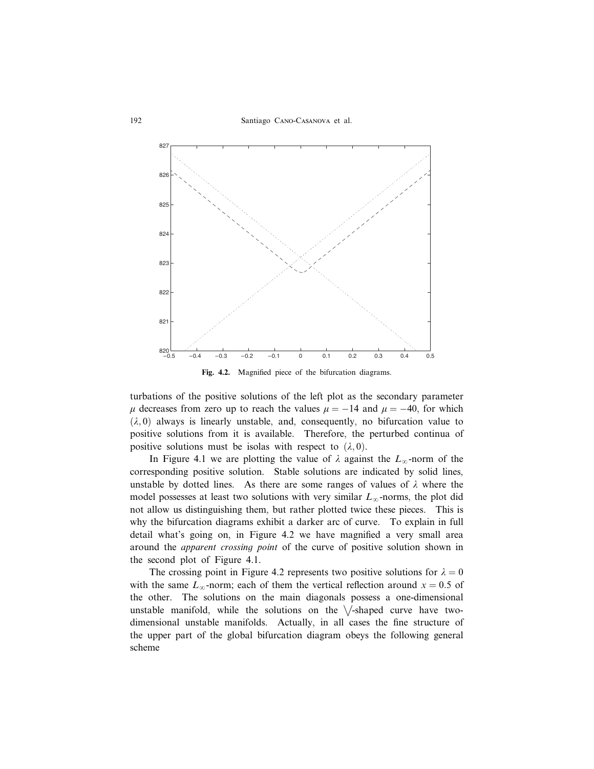Fig. 4.2. Magnified piece of the bifurcation diagrams.

turbations of the positive solutions of the left plot as the secondary parameter $\mu$ decreases from zero up to reach the values $\mu = -14$ and $\mu = -40$, for which $(\lambda, 0)$ always is linearly unstable, and, consequently, no bifurcation value to positive solutions from it is available. Therefore, the perturbed continua of positive solutions must be isolas with respect to $(\lambda, 0)$.

In Figure 4.1 we are plotting the value of $\lambda$ against the $L_\infty$-norm of the corresponding positive solution. Stable solutions are indicated by solid lines, unstable by dotted lines. As there are some ranges of values of $\lambda$ where the model possesses at least two solutions with very similar $L_\infty$-norms, the plot did not allow us distinguishing them, but rather plotted twice these pieces. This is why the bifurcation diagrams exhibit a darker arc of curve. To explain in full detail what's going on, in Figure 4.2 we have magnified a very small area around the *apparent crossing point* of the curve of positive solution shown in the second plot of Figure 4.1.

The crossing point in Figure 4.2 represents two positive solutions for $\lambda = 0$ with the same $L_\infty$-norm; each of them the vertical reflection around $x = 0.5$ of the other. The solutions on the main diagonals possess a one-dimensional unstable manifold, while the solutions on the $\bigvee$-shaped curve have two-dimensional unstable manifolds. Actually, in all cases the fine structure of the upper part of the global bifurcation diagram obeys the following general scheme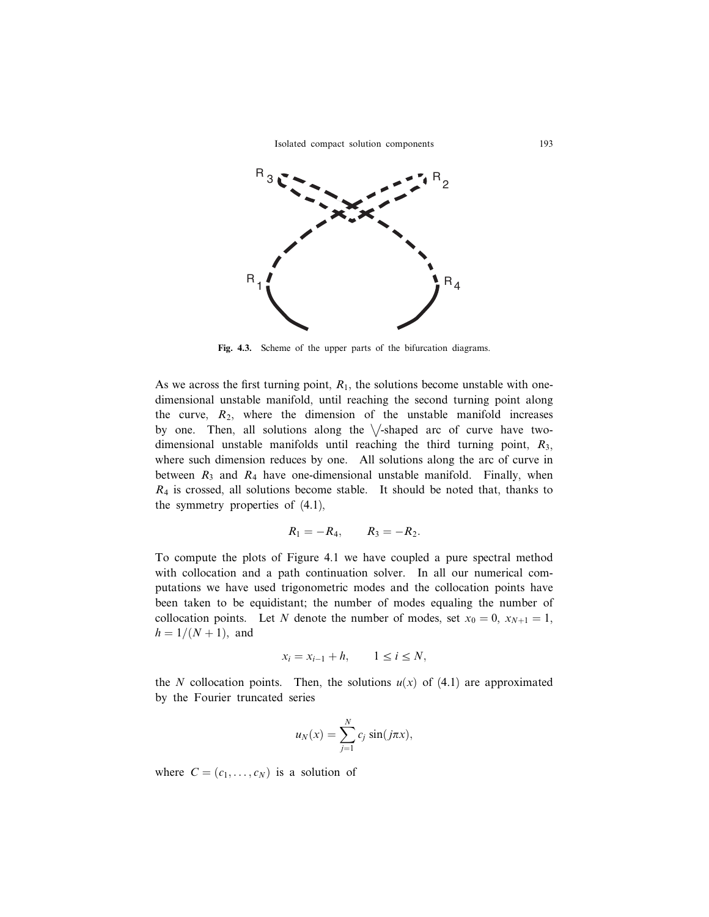Fig. 4.3. Scheme of the upper parts of the bifurcation diagrams.

As we across the first turning point, $R_1$, the solutions become unstable with one-dimensional unstable manifold, until reaching the second turning point along the curve, $R_2$, where the dimension of the unstable manifold increases by one. Then, all solutions along the $\bigvee$-shaped arc of curve have two-dimensional unstable manifolds until reaching the third turning point, $R_3$, where such dimension reduces by one. All solutions along the arc of curve in between $R_3$ and $R_4$ have one-dimensional unstable manifold. Finally, when $R_4$ is crossed, all solutions become stable. It should be noted that, thanks to the symmetry properties of (4.1),

$$R_1 = -R_4, \qquad R_3 = -R_2.$$

To compute the plots of Figure 4.1 we have coupled a pure spectral method with collocation and a path continuation solver. In all our numerical computations we have used trigonometric modes and the collocation points have been taken to be equidistant; the number of modes equaling the number of collocation points. Let $N$ denote the number of modes, set $x_0 = 0$, $x_{N+1} = 1$, $h = 1/(N+1)$, and

$$x_i = x_{i-1} + h, \qquad 1 \leq i \leq N,$$

the $N$ collocation points. Then, the solutions $u(x)$ of (4.1) are approximated by the Fourier truncated series

$$u_N(x) = \sum_{j=1}^{N} c_j \sin(j\pi x),$$

where $C = (c_1, \ldots, c_N)$ is a solution of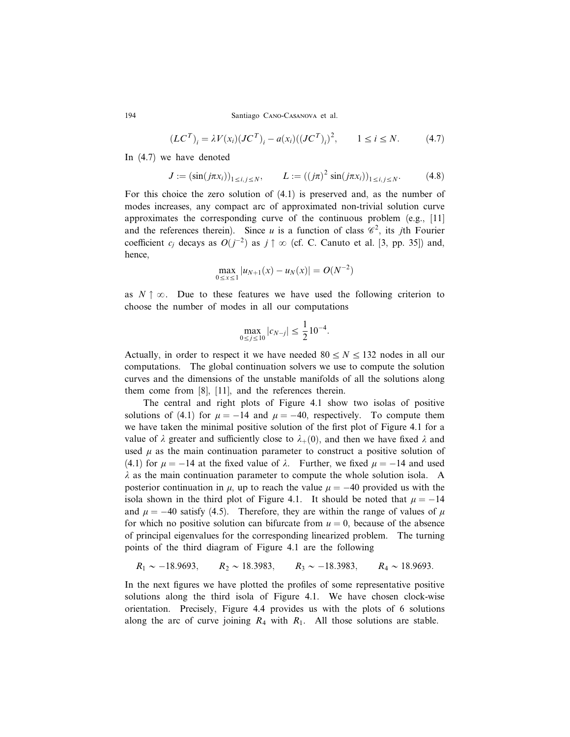$$(LC^T)_i = \lambda V(x_i)(JC^T)_i - a(x_i)((JC^T)_i)^2, \qquad 1 \le i \le N. \tag{4.7}$$

In (4.7) we have denoted

$$J := (\sin(j\pi x_i))_{1 \le i,j \le N}, \qquad L := ((j\pi)^2 \sin(j\pi x_i))_{1 \le i,j \le N}. \tag{4.8}$$

For this choice the zero solution of (4.1) is preserved and, as the number of modes increases, any compact arc of approximated non-trivial solution curve approximates the corresponding curve of the continuous problem (e.g., [11] and the references therein). Since $u$ is a function of class $\mathscr{C}^2$, its $j$th Fourier coefficient $c_j$ decays as $O(j^{-2})$ as $j \uparrow \infty$ (cf. C. Canuto et al. [3, pp. 35]) and, hence,

$$\max_{0 \le x \le 1} |u_{N+1}(x) - u_N(x)| = O(N^{-2})$$

as $N \uparrow \infty$. Due to these features we have used the following criterion to choose the number of modes in all our computations

$$\max_{0 \le j \le 10} |c_{N-j}| \le \frac{1}{2} 10^{-4}.$$

Actually, in order to respect it we have needed $80 \le N \le 132$ nodes in all our computations. The global continuation solvers we use to compute the solution curves and the dimensions of the unstable manifolds of all the solutions along them come from [8], [11], and the references therein.

The central and right plots of Figure 4.1 show two isolas of positive solutions of (4.1) for $\mu = -14$ and $\mu = -40$, respectively. To compute them we have taken the minimal positive solution of the first plot of Figure 4.1 for a value of $\lambda$ greater and sufficiently close to $\lambda_+(0)$, and then we have fixed $\lambda$ and used $\mu$ as the main continuation parameter to construct a positive solution of (4.1) for $\mu = -14$ at the fixed value of $\lambda$. Further, we fixed $\mu = -14$ and used $\lambda$ as the main continuation parameter to compute the whole solution isola. A posterior continuation in $\mu$, up to reach the value $\mu = -40$ provided us with the isola shown in the third plot of Figure 4.1. It should be noted that $\mu = -14$ and $\mu = -40$ satisfy (4.5). Therefore, they are within the range of values of $\mu$ for which no positive solution can bifurcate from $u = 0$, because of the absence of principal eigenvalues for the corresponding linearized problem. The turning points of the third diagram of Figure 4.1 are the following

$$R_1 \sim -18.9693, \qquad R_2 \sim 18.3983, \qquad R_3 \sim -18.3983, \qquad R_4 \sim 18.9693.$$

In the next figures we have plotted the profiles of some representative positive solutions along the third isola of Figure 4.1. We have chosen clock-wise orientation. Precisely, Figure 4.4 provides us with the plots of 6 solutions along the arc of curve joining $R_4$ with $R_1$. All those solutions are stable.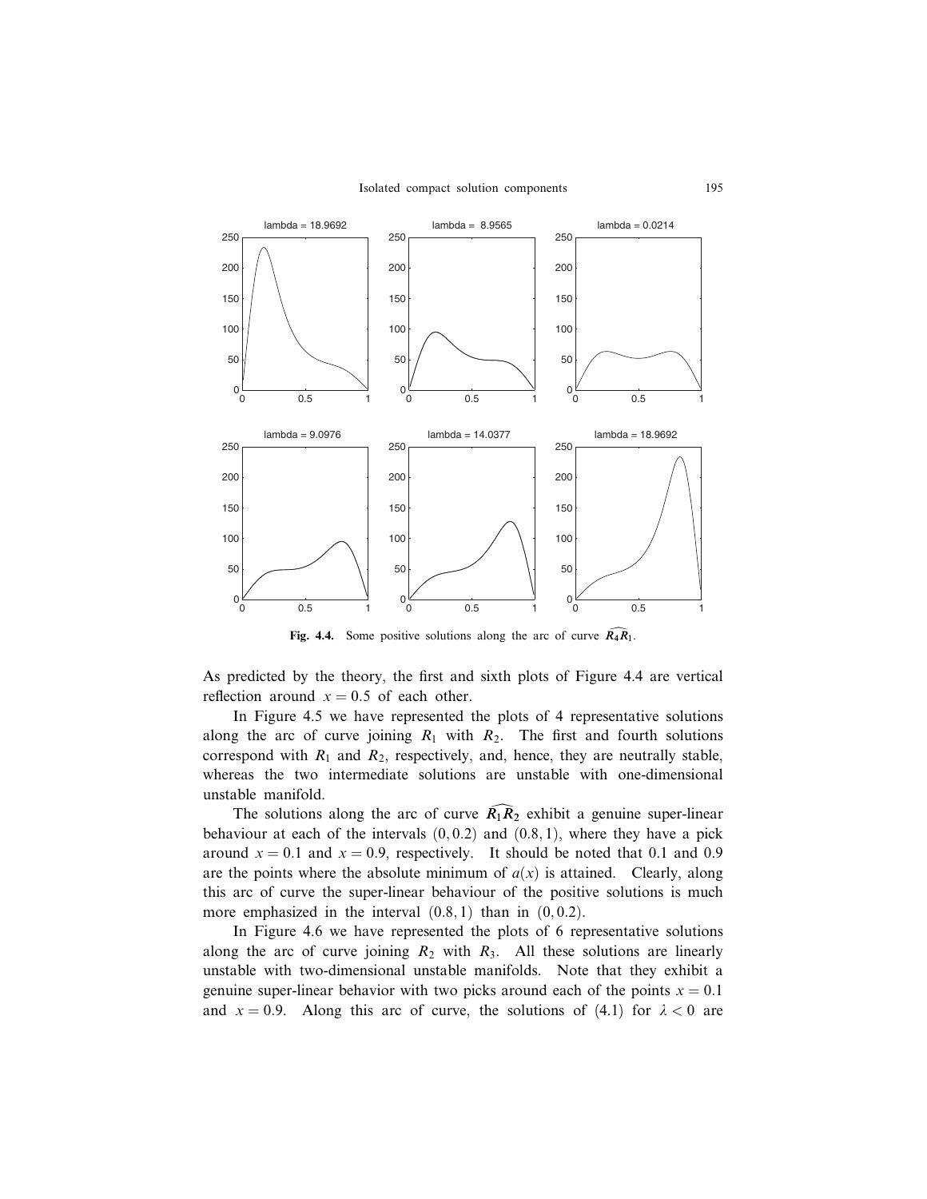Fig. 4.4. Some positive solutions along the arc of curve $\widehat{R_4R_1}$.

As predicted by the theory, the first and sixth plots of Figure 4.4 are vertical reflection around $x = 0.5$ of each other.

In Figure 4.5 we have represented the plots of 4 representative solutions along the arc of curve joining $R_1$ with $R_2$. The first and fourth solutions correspond with $R_1$ and $R_2$, respectively, and, hence, they are neutrally stable, whereas the two intermediate solutions are unstable with one-dimensional unstable manifold.

The solutions along the arc of curve $\widehat{R_1R_2}$ exhibit a genuine super-linear behaviour at each of the intervals $(0, 0.2)$ and $(0.8, 1)$, where they have a pick around $x = 0.1$ and $x = 0.9$, respectively. It should be noted that 0.1 and 0.9 are the points where the absolute minimum of $a(x)$ is attained. Clearly, along this arc of curve the super-linear behaviour of the positive solutions is much more emphasized in the interval $(0.8, 1)$ than in $(0, 0.2)$.

In Figure 4.6 we have represented the plots of 6 representative solutions along the arc of curve joining $R_2$ with $R_3$. All these solutions are linearly unstable with two-dimensional unstable manifolds. Note that they exhibit a genuine super-linear behavior with two picks around each of the points $x = 0.1$ and $x = 0.9$. Along this arc of curve, the solutions of (4.1) for $\lambda < 0$ are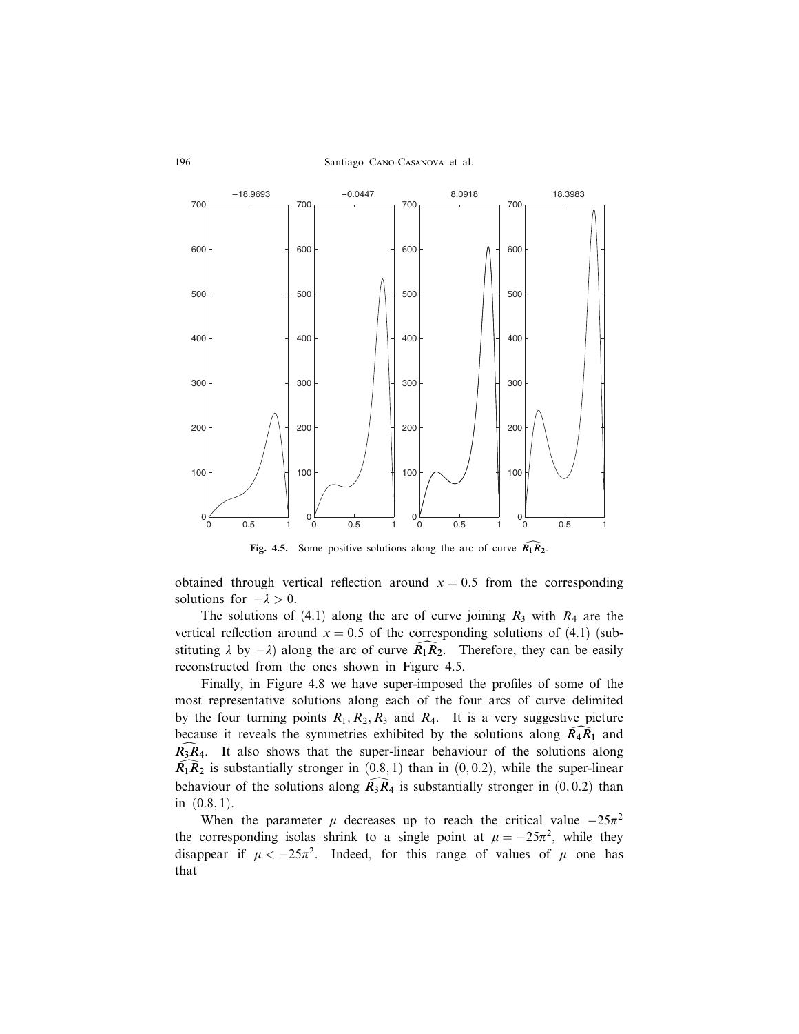Fig. 4.5. Some positive solutions along the arc of curve $\widehat{R_1R_2}$.

obtained through vertical reflection around $x = 0.5$ from the corresponding solutions for $-\lambda > 0$.

The solutions of (4.1) along the arc of curve joining $R_3$ with $R_4$ are the vertical reflection around $x = 0.5$ of the corresponding solutions of (4.1) (substituting $\lambda$ by $-\lambda$) along the arc of curve $\widehat{R_1R_2}$. Therefore, they can be easily reconstructed from the ones shown in Figure 4.5.

Finally, in Figure 4.8 we have super-imposed the profiles of some of the most representative solutions along each of the four arcs of curve delimited by the four turning points $R_1, R_2, R_3$ and $R_4$. It is a very suggestive picture because it reveals the symmetries exhibited by the solutions along $\widehat{R_4R_1}$ and $\widehat{R_3R_4}$. It also shows that the super-linear behaviour of the solutions along $\widehat{R_1R_2}$ is substantially stronger in $(0.8, 1)$ than in $(0, 0.2)$, while the super-linear behaviour of the solutions along $\widehat{R_3R_4}$ is substantially stronger in $(0, 0.2)$ than in $(0.8, 1)$.

When the parameter $\mu$ decreases up to reach the critical value $-25\pi^2$ the corresponding isolas shrink to a single point at $\mu = -25\pi^2$, while they disappear if $\mu < -25\pi^2$. Indeed, for this range of values of $\mu$ one has that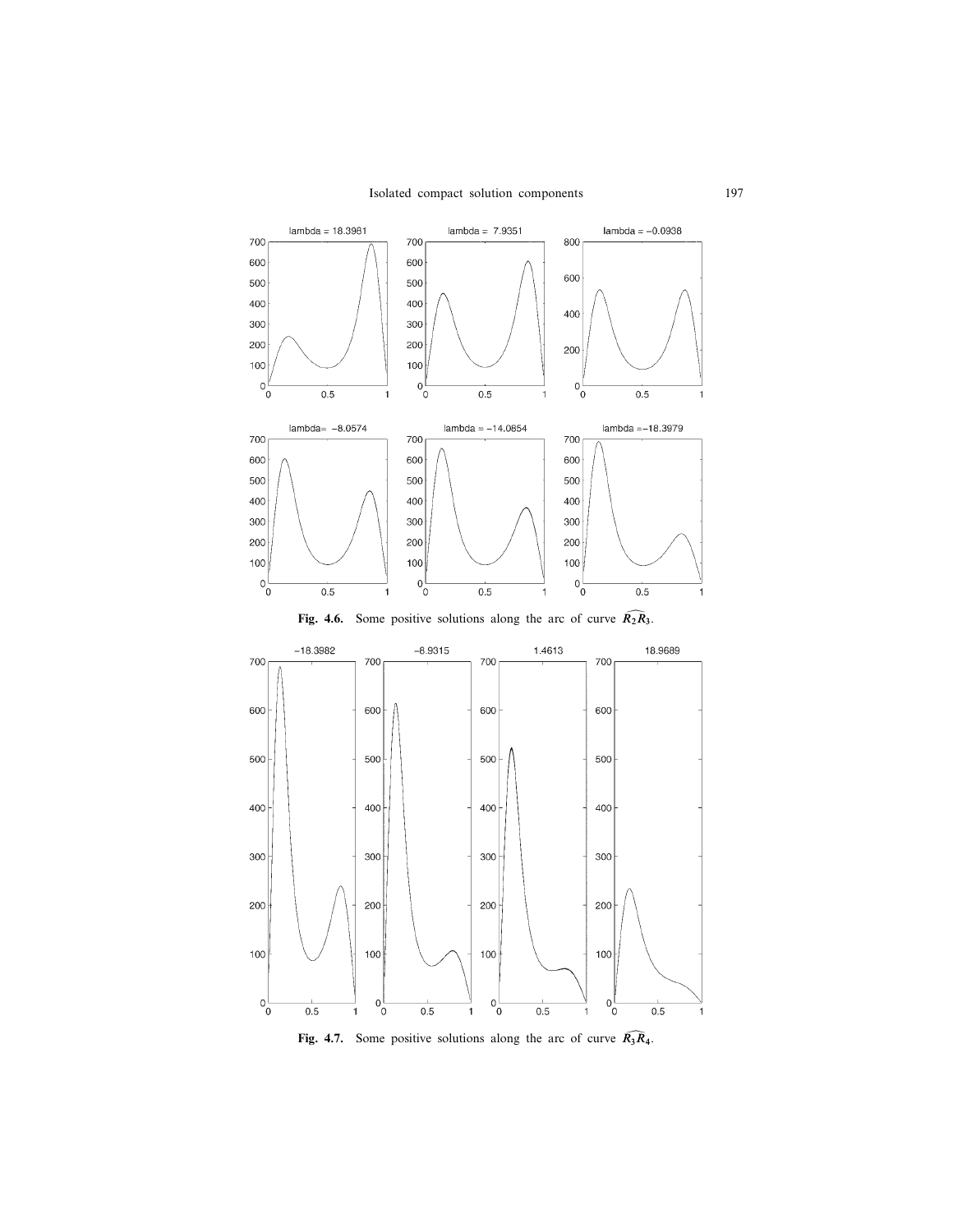**Fig. 4.6.** Some positive solutions along the arc of curve $\widehat{R_2R_3}$.

**Fig. 4.7.** Some positive solutions along the arc of curve $\widehat{R_3R_4}$.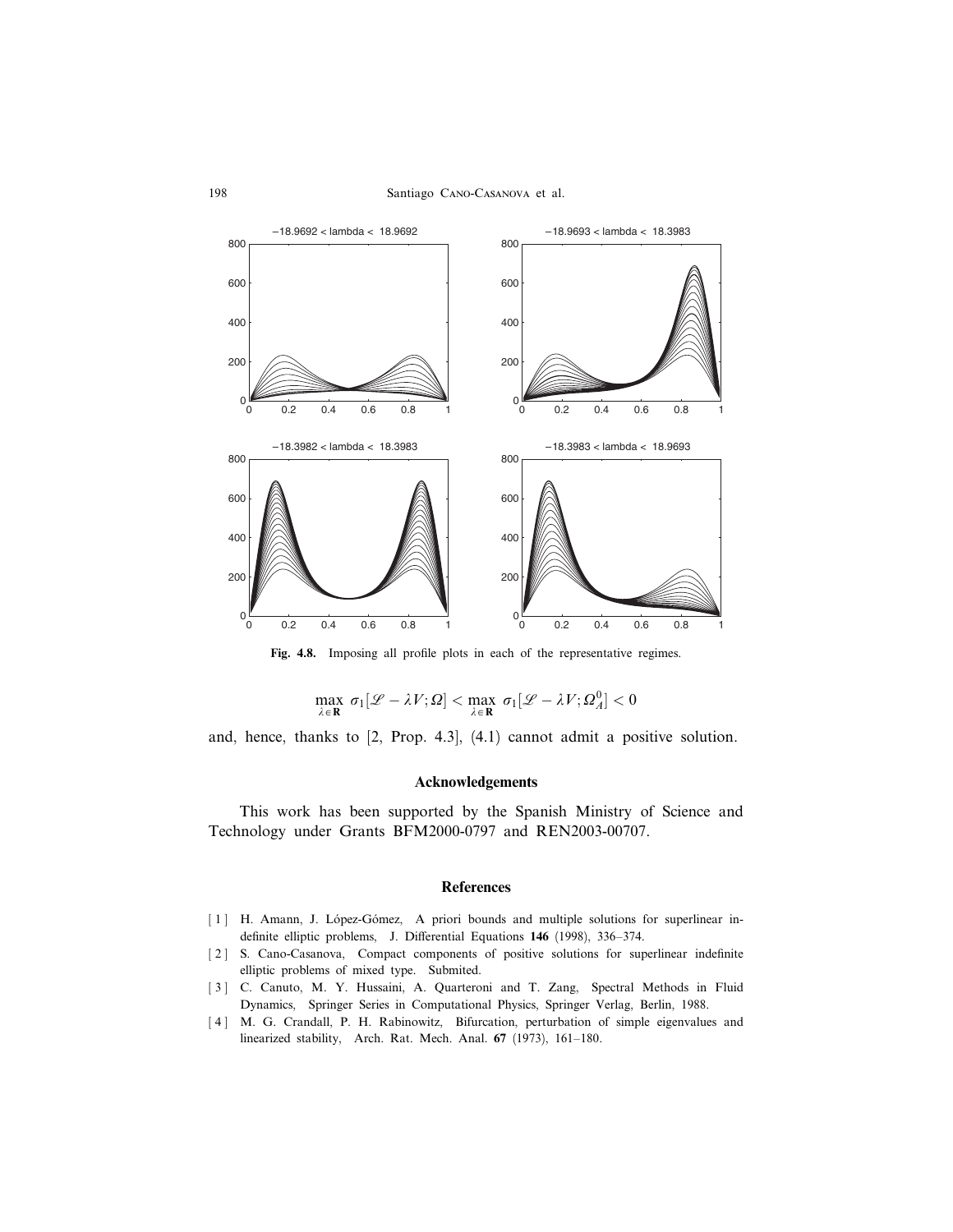**Fig. 4.8.** Imposing all profile plots in each of the representative regimes.

$$\max_{\lambda\in\mathbf{R}} \sigma_1[\mathscr{L}-\lambda V;\Omega] < \max_{\lambda\in\mathbf{R}} \sigma_1[\mathscr{L}-\lambda V;\Omega_A^0] < 0$$

and, hence, thanks to [2, Prop. 4.3], (4.1) cannot admit a positive solution.

## Acknowledgements

This work has been supported by the Spanish Ministry of Science and Technology under Grants BFM2000-0797 and REN2003-00707.

## References

[1] H. Amann, J. López-Gómez, A priori bounds and multiple solutions for superlinear indefinite elliptic problems, J. Differential Equations **146** (1998), 336–374.

[2] S. Cano-Casanova, Compact components of positive solutions for superlinear indefinite elliptic problems of mixed type. Submited.

[3] C. Canuto, M. Y. Hussaini, A. Quarteroni and T. Zang, Spectral Methods in Fluid Dynamics, Springer Series in Computational Physics, Springer Verlag, Berlin, 1988.

[4] M. G. Crandall, P. H. Rabinowitz, Bifurcation, perturbation of simple eigenvalues and linearized stability, Arch. Rat. Mech. Anal. **67** (1973), 161–180.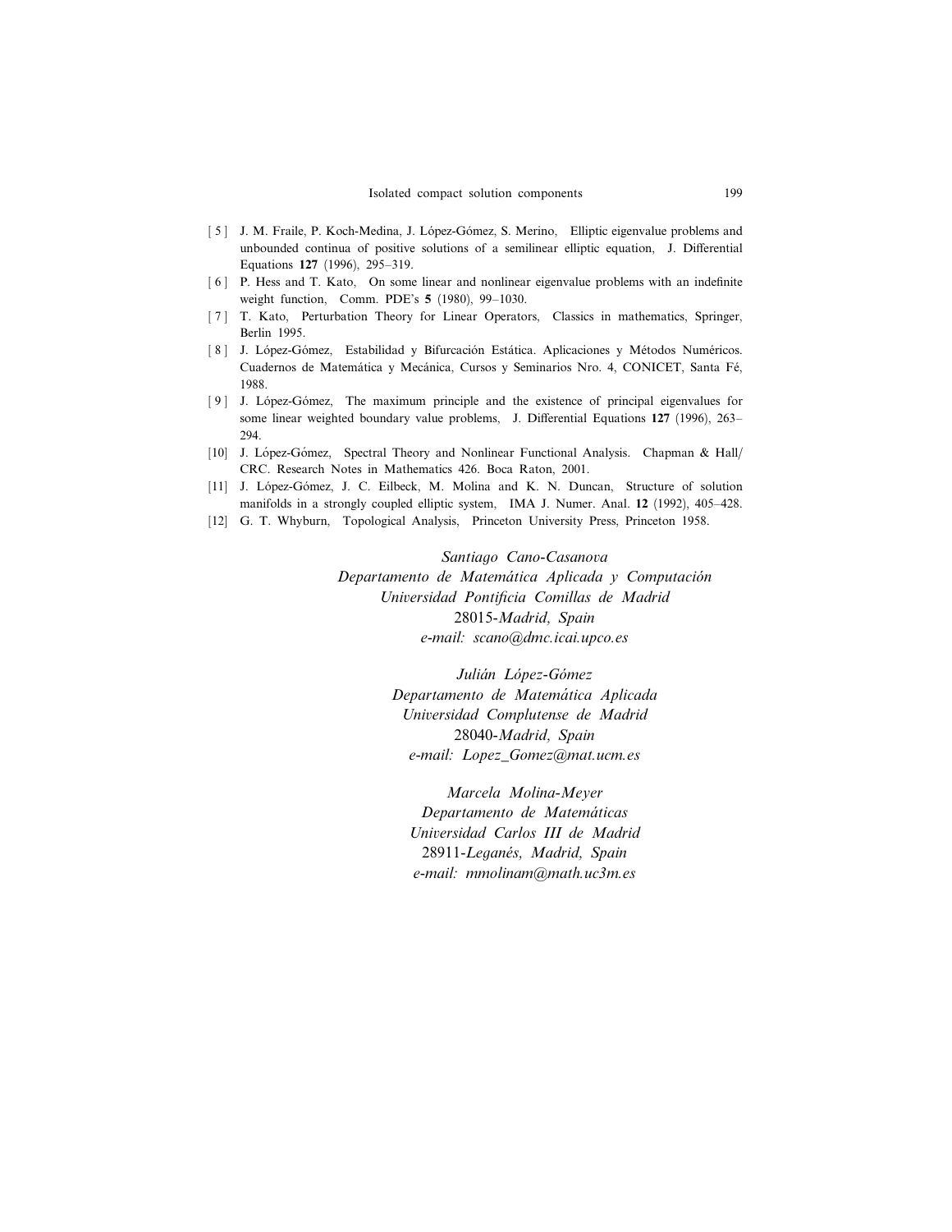[5] J. M. Fraile, P. Koch-Medina, J. López-Gómez, S. Merino, Elliptic eigenvalue problems and unbounded continua of positive solutions of a semilinear elliptic equation, J. Differential Equations **127** (1996), 295–319.

[6] P. Hess and T. Kato, On some linear and nonlinear eigenvalue problems with an indefinite weight function, Comm. PDE's **5** (1980), 99–1030.

[7] T. Kato, Perturbation Theory for Linear Operators, Classics in mathematics, Springer, Berlin 1995.

[8] J. López-Gómez, Estabilidad y Bifurcación Estática. Aplicaciones y Métodos Numéricos. Cuadernos de Matemática y Mecánica, Cursos y Seminarios Nro. 4, CONICET, Santa Fé, 1988.

[9] J. López-Gómez, The maximum principle and the existence of principal eigenvalues for some linear weighted boundary value problems, J. Differential Equations **127** (1996), 263–294.

[10] J. López-Gómez, Spectral Theory and Nonlinear Functional Analysis. Chapman & Hall/CRC. Research Notes in Mathematics 426. Boca Raton, 2001.

[11] J. López-Gómez, J. C. Eilbeck, M. Molina and K. N. Duncan, Structure of solution manifolds in a strongly coupled elliptic system, IMA J. Numer. Anal. **12** (1992), 405–428.

[12] G. T. Whyburn, Topological Analysis, Princeton University Press, Princeton 1958.

*Santiago Cano-Casanova*
*Departamento de Matemática Aplicada y Computación*
*Universidad Pontificia Comillas de Madrid*
28015-*Madrid, Spain*
*e-mail: scano@dmc.icai.upco.es*

*Julián López-Gómez*
*Departamento de Matemática Aplicada*
*Universidad Complutense de Madrid*
28040-*Madrid, Spain*
*e-mail: Lopez_Gomez@mat.ucm.es*

*Marcela Molina-Meyer*
*Departamento de Matemáticas*
*Universidad Carlos III de Madrid*
28911-*Leganés, Madrid, Spain*
*e-mail: mmolinam@math.uc3m.es*